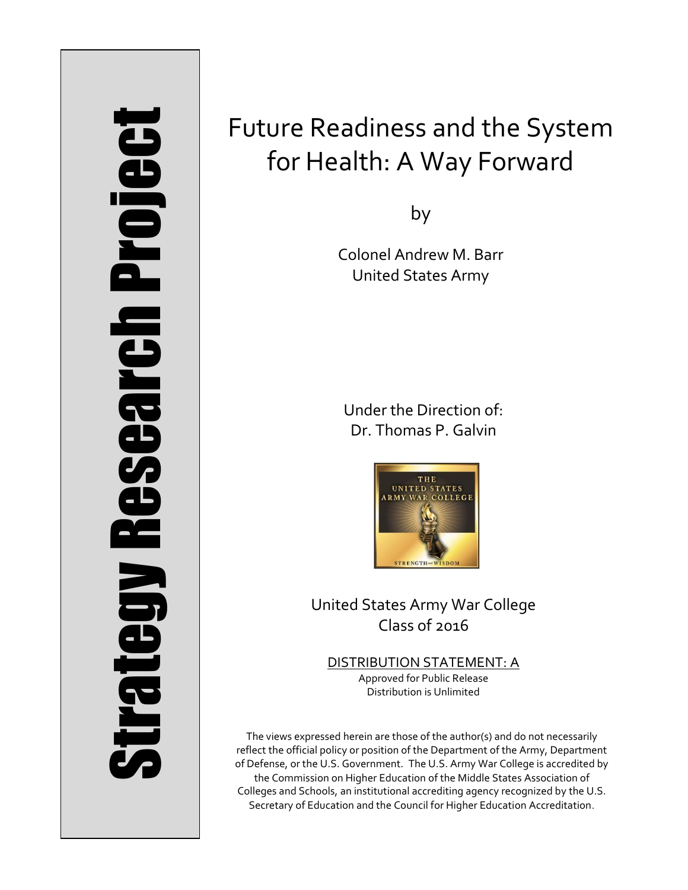Strategy Research Project

# Future Readiness and the System for Health: A Way Forward

by

Colonel Andrew M. Barr
United States Army

Under the Direction of:
Dr. Thomas P. Galvin

United States Army War College
Class of 2016

DISTRIBUTION STATEMENT: A
Approved for Public Release
Distribution is Unlimited

The views expressed herein are those of the author(s) and do not necessarily reflect the official policy or position of the Department of the Army, Department of Defense, or the U.S. Government. The U.S. Army War College is accredited by the Commission on Higher Education of the Middle States Association of Colleges and Schools, an institutional accrediting agency recognized by the U.S. Secretary of Education and the Council for Higher Education Accreditation.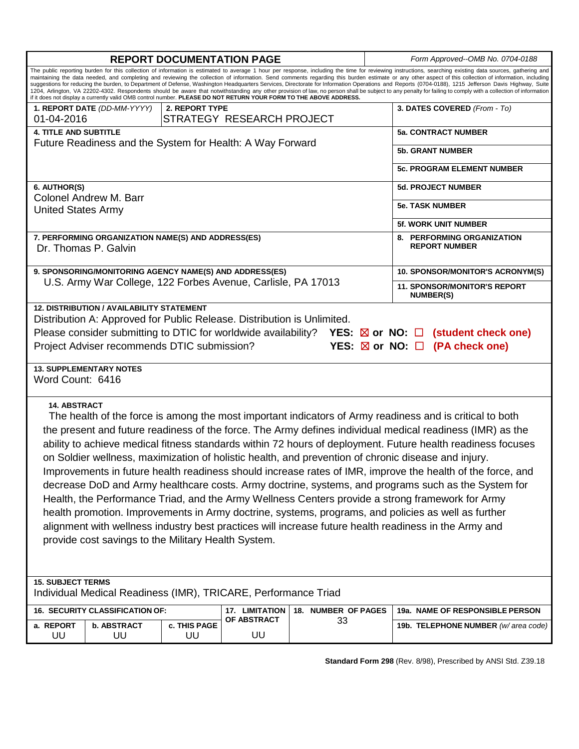# REPORT DOCUMENTATION PAGE

*Form Approved--OMB No. 0704-0188*

The public reporting burden for this collection of information is estimated to average 1 hour per response, including the time for reviewing instructions, searching existing data sources, gathering and maintaining the data needed, and completing and reviewing the collection of information. Send comments regarding this burden estimate or any other aspect of this collection of information, including suggestions for reducing the burden, to Department of Defense, Washington Headquarters Services, Directorate for Information Operations and Reports (0704-0188), 1215 Jefferson Davis Highway, Suite 1204, Arlington, VA 22202-4302. Respondents should be aware that notwithstanding any other provision of law, no person shall be subject to any penalty for failing to comply with a collection of information if it does not display a currently valid OMB control number. **PLEASE DO NOT RETURN YOUR FORM TO THE ABOVE ADDRESS.**

| | | |
|---|---|---|
| **1. REPORT DATE** *(DD-MM-YYYY)* 01-04-2016 | **2. REPORT TYPE** STRATEGY RESEARCH PROJECT | **3. DATES COVERED** *(From - To)* |
| **4. TITLE AND SUBTITLE** Future Readiness and the System for Health: A Way Forward | | **5a. CONTRACT NUMBER** |
| | | **5b. GRANT NUMBER** |
| | | **5c. PROGRAM ELEMENT NUMBER** |
| **6. AUTHOR(S)** Colonel Andrew M. Barr, United States Army | | **5d. PROJECT NUMBER** |
| | | **5e. TASK NUMBER** |
| | | **5f. WORK UNIT NUMBER** |
| **7. PERFORMING ORGANIZATION NAME(S) AND ADDRESS(ES)** Dr. Thomas P. Galvin | | **8. PERFORMING ORGANIZATION REPORT NUMBER** |
| **9. SPONSORING/MONITORING AGENCY NAME(S) AND ADDRESS(ES)** U.S. Army War College, 122 Forbes Avenue, Carlisle, PA 17013 | | **10. SPONSOR/MONITOR'S ACRONYM(S)** |
| | | **11. SPONSOR/MONITOR'S REPORT NUMBER(S)** |

**12. DISTRIBUTION / AVAILABILITY STATEMENT**

Distribution A: Approved for Public Release. Distribution is Unlimited.

Please consider submitting to DTIC for worldwide availability? **YES: ☒ or NO: ☐ (student check one)**

Project Adviser recommends DTIC submission? **YES: ☒ or NO: ☐ (PA check one)**

**13. SUPPLEMENTARY NOTES**

Word Count: 6416

**14. ABSTRACT**

The health of the force is among the most important indicators of Army readiness and is critical to both the present and future readiness of the force. The Army defines individual medical readiness (IMR) as the ability to achieve medical fitness standards within 72 hours of deployment. Future health readiness focuses on Soldier wellness, maximization of holistic health, and prevention of chronic disease and injury. Improvements in future health readiness should increase rates of IMR, improve the health of the force, and decrease DoD and Army healthcare costs. Army doctrine, systems, and programs such as the System for Health, the Performance Triad, and the Army Wellness Centers provide a strong framework for Army health promotion. Improvements in Army doctrine, systems, programs, and policies as well as further alignment with wellness industry best practices will increase future health readiness in the Army and provide cost savings to the Military Health System.

**15. SUBJECT TERMS**

Individual Medical Readiness (IMR), TRICARE, Performance Triad

| 16. SECURITY CLASSIFICATION OF: | | | 17. LIMITATION OF ABSTRACT | 18. NUMBER OF PAGES | 19a. NAME OF RESPONSIBLE PERSON |
|---|---|---|---|---|---|
| a. REPORT | b. ABSTRACT | c. THIS PAGE | | | 19b. TELEPHONE NUMBER *(w/ area code)* |
| UU | UU | UU | UU | 33 | |

**Standard Form 298** (Rev. 8/98), Prescribed by ANSI Std. Z39.18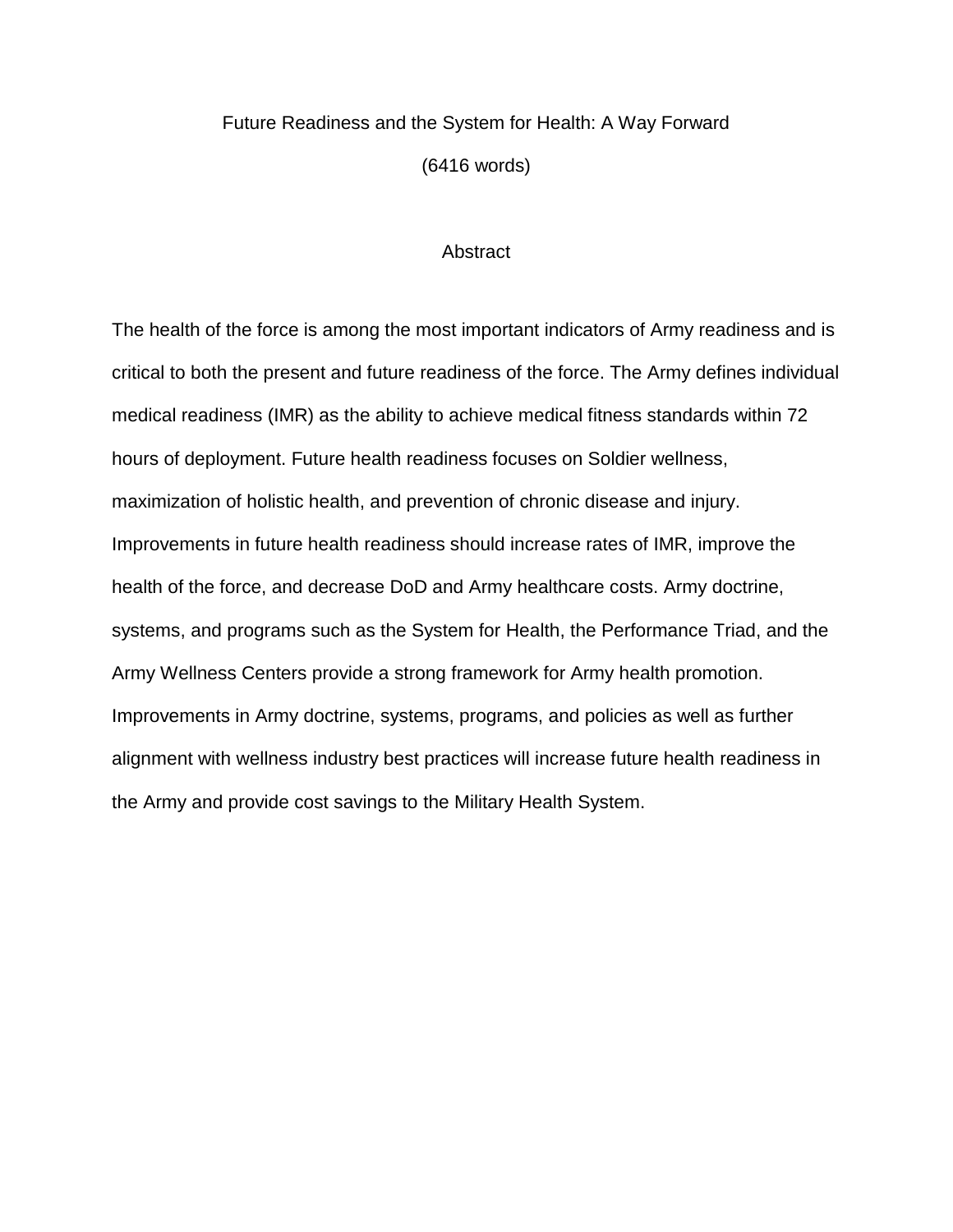# Future Readiness and the System for Health: A Way Forward

(6416 words)

## Abstract

The health of the force is among the most important indicators of Army readiness and is critical to both the present and future readiness of the force. The Army defines individual medical readiness (IMR) as the ability to achieve medical fitness standards within 72 hours of deployment. Future health readiness focuses on Soldier wellness, maximization of holistic health, and prevention of chronic disease and injury. Improvements in future health readiness should increase rates of IMR, improve the health of the force, and decrease DoD and Army healthcare costs. Army doctrine, systems, and programs such as the System for Health, the Performance Triad, and the Army Wellness Centers provide a strong framework for Army health promotion. Improvements in Army doctrine, systems, programs, and policies as well as further alignment with wellness industry best practices will increase future health readiness in the Army and provide cost savings to the Military Health System.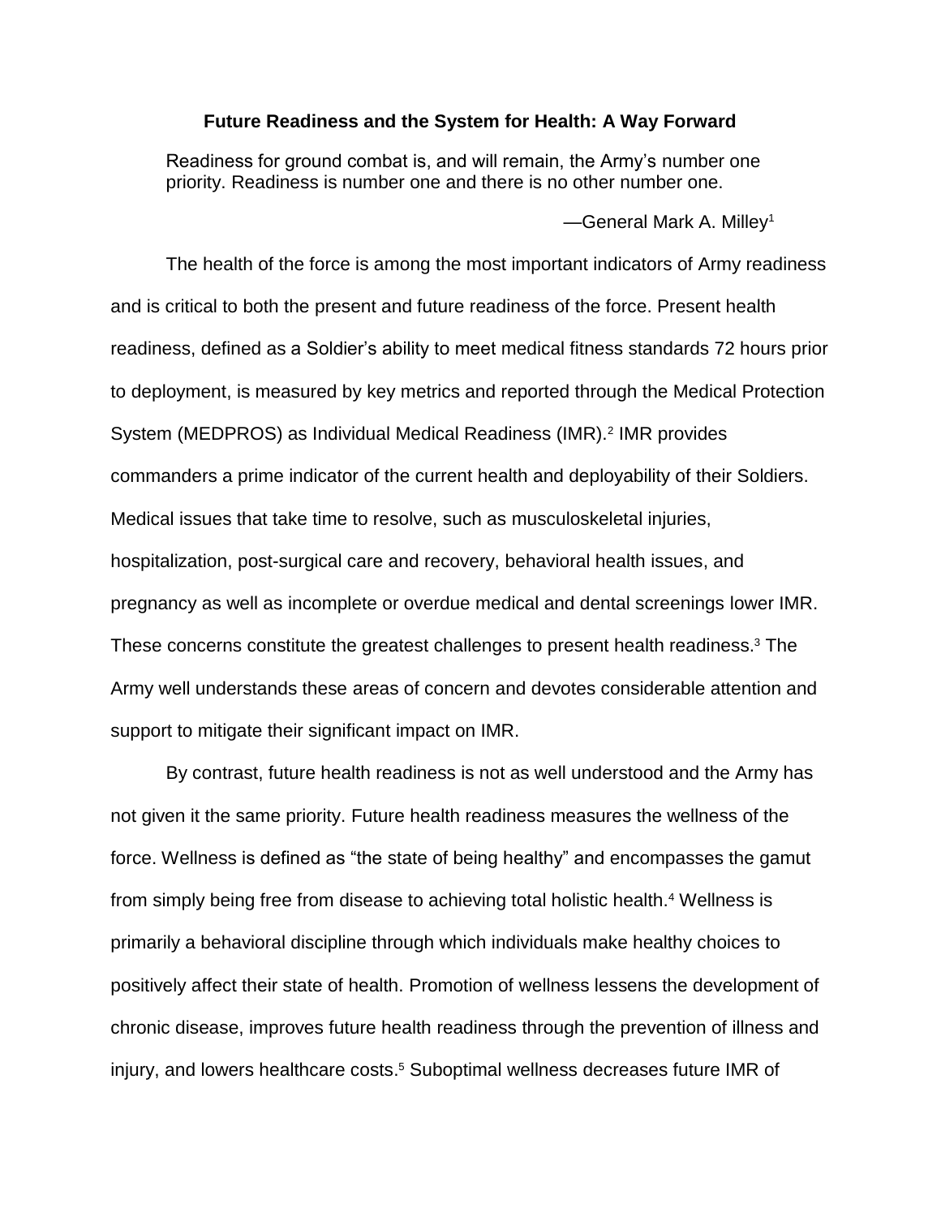**Future Readiness and the System for Health: A Way Forward**

> Readiness for ground combat is, and will remain, the Army's number one priority. Readiness is number one and there is no other number one.
>
> —General Mark A. Milley[1]

The health of the force is among the most important indicators of Army readiness and is critical to both the present and future readiness of the force. Present health readiness, defined as a Soldier's ability to meet medical fitness standards 72 hours prior to deployment, is measured by key metrics and reported through the Medical Protection System (MEDPROS) as Individual Medical Readiness (IMR).[2] IMR provides commanders a prime indicator of the current health and deployability of their Soldiers. Medical issues that take time to resolve, such as musculoskeletal injuries, hospitalization, post-surgical care and recovery, behavioral health issues, and pregnancy as well as incomplete or overdue medical and dental screenings lower IMR. These concerns constitute the greatest challenges to present health readiness.[3] The Army well understands these areas of concern and devotes considerable attention and support to mitigate their significant impact on IMR.

By contrast, future health readiness is not as well understood and the Army has not given it the same priority. Future health readiness measures the wellness of the force. Wellness is defined as "the state of being healthy" and encompasses the gamut from simply being free from disease to achieving total holistic health.[4] Wellness is primarily a behavioral discipline through which individuals make healthy choices to positively affect their state of health. Promotion of wellness lessens the development of chronic disease, improves future health readiness through the prevention of illness and injury, and lowers healthcare costs.[5] Suboptimal wellness decreases future IMR of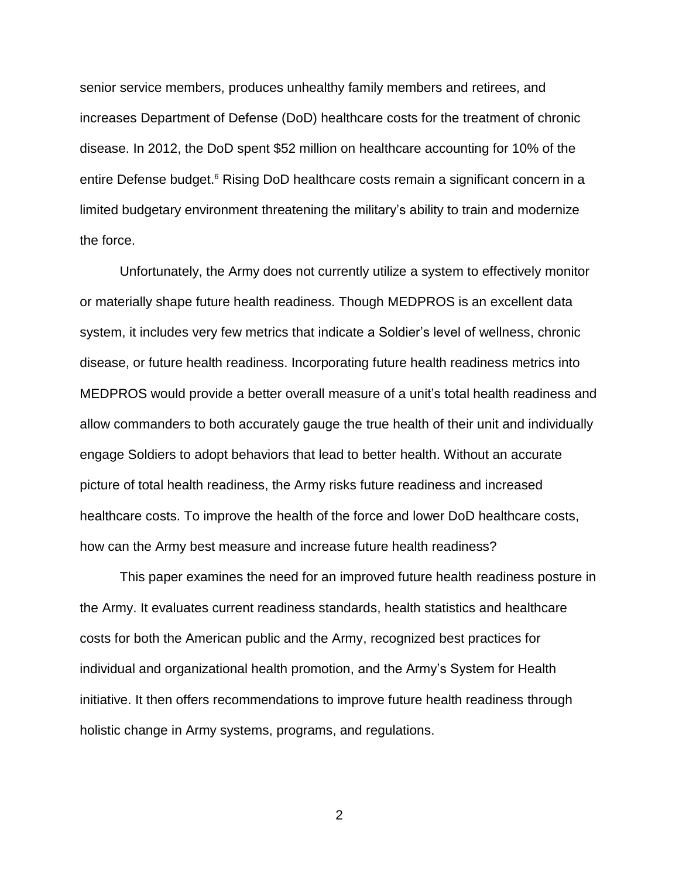senior service members, produces unhealthy family members and retirees, and increases Department of Defense (DoD) healthcare costs for the treatment of chronic disease. In 2012, the DoD spent $52 million on healthcare accounting for 10% of the entire Defense budget.[6] Rising DoD healthcare costs remain a significant concern in a limited budgetary environment threatening the military's ability to train and modernize the force.

Unfortunately, the Army does not currently utilize a system to effectively monitor or materially shape future health readiness. Though MEDPROS is an excellent data system, it includes very few metrics that indicate a Soldier's level of wellness, chronic disease, or future health readiness. Incorporating future health readiness metrics into MEDPROS would provide a better overall measure of a unit's total health readiness and allow commanders to both accurately gauge the true health of their unit and individually engage Soldiers to adopt behaviors that lead to better health. Without an accurate picture of total health readiness, the Army risks future readiness and increased healthcare costs. To improve the health of the force and lower DoD healthcare costs, how can the Army best measure and increase future health readiness?

This paper examines the need for an improved future health readiness posture in the Army. It evaluates current readiness standards, health statistics and healthcare costs for both the American public and the Army, recognized best practices for individual and organizational health promotion, and the Army's System for Health initiative. It then offers recommendations to improve future health readiness through holistic change in Army systems, programs, and regulations.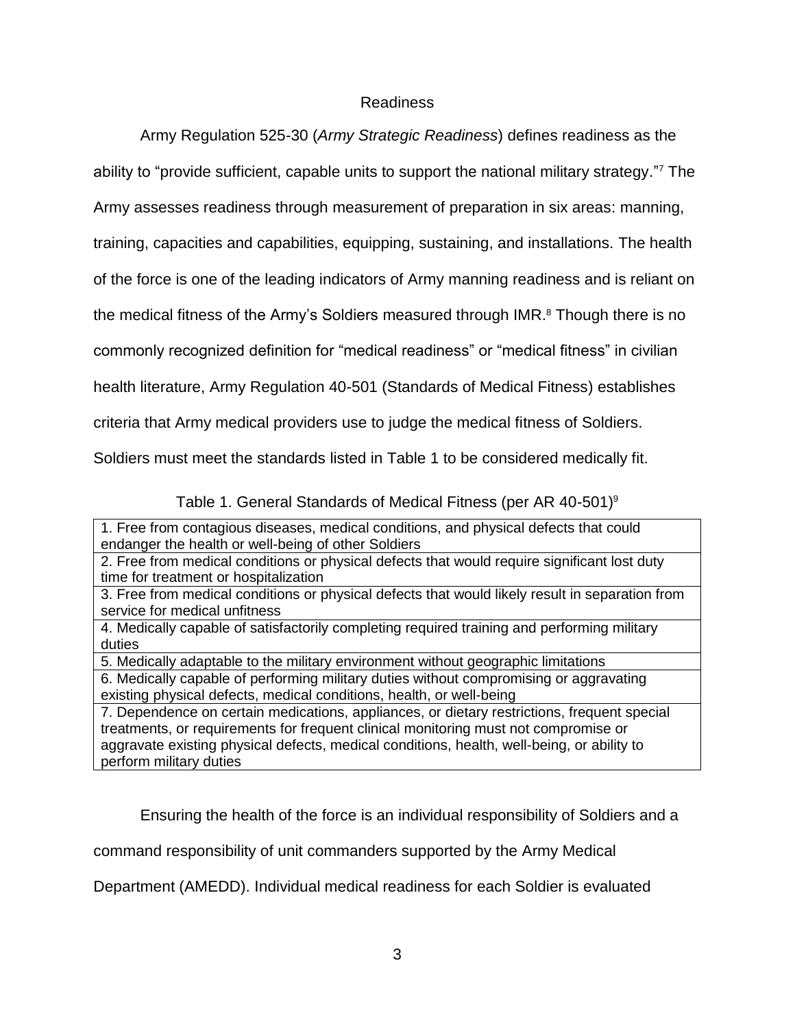## Readiness

Army Regulation 525-30 (*Army Strategic Readiness*) defines readiness as the ability to "provide sufficient, capable units to support the national military strategy."[7] The Army assesses readiness through measurement of preparation in six areas: manning, training, capacities and capabilities, equipping, sustaining, and installations. The health of the force is one of the leading indicators of Army manning readiness and is reliant on the medical fitness of the Army's Soldiers measured through IMR.[8] Though there is no commonly recognized definition for "medical readiness" or "medical fitness" in civilian health literature, Army Regulation 40-501 (Standards of Medical Fitness) establishes criteria that Army medical providers use to judge the medical fitness of Soldiers. Soldiers must meet the standards listed in Table 1 to be considered medically fit.

Table 1. General Standards of Medical Fitness (per AR 40-501)[9]

| General Standards of Medical Fitness |
|---|
| 1. Free from contagious diseases, medical conditions, and physical defects that could endanger the health or well-being of other Soldiers |
| 2. Free from medical conditions or physical defects that would require significant lost duty time for treatment or hospitalization |
| 3. Free from medical conditions or physical defects that would likely result in separation from service for medical unfitness |
| 4. Medically capable of satisfactorily completing required training and performing military duties |
| 5. Medically adaptable to the military environment without geographic limitations |
| 6. Medically capable of performing military duties without compromising or aggravating existing physical defects, medical conditions, health, or well-being |
| 7. Dependence on certain medications, appliances, or dietary restrictions, frequent special treatments, or requirements for frequent clinical monitoring must not compromise or aggravate existing physical defects, medical conditions, health, well-being, or ability to perform military duties |

Ensuring the health of the force is an individual responsibility of Soldiers and a command responsibility of unit commanders supported by the Army Medical Department (AMEDD). Individual medical readiness for each Soldier is evaluated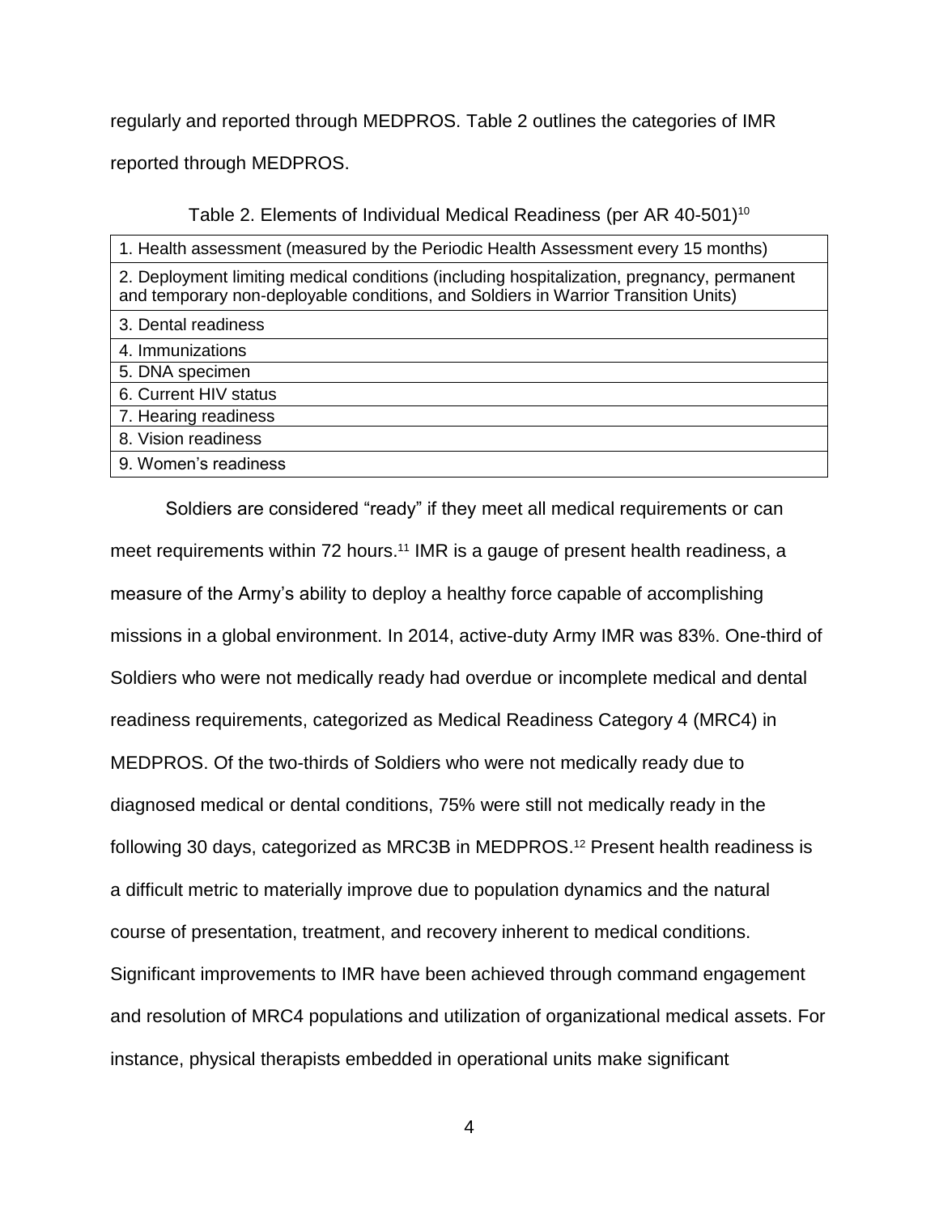regularly and reported through MEDPROS. Table 2 outlines the categories of IMR reported through MEDPROS.

Table 2. Elements of Individual Medical Readiness (per AR 40-501)[10]

| |
|---|
| 1. Health assessment (measured by the Periodic Health Assessment every 15 months) |
| 2. Deployment limiting medical conditions (including hospitalization, pregnancy, permanent and temporary non-deployable conditions, and Soldiers in Warrior Transition Units) |
| 3. Dental readiness |
| 4. Immunizations |
| 5. DNA specimen |
| 6. Current HIV status |
| 7. Hearing readiness |
| 8. Vision readiness |
| 9. Women's readiness |

Soldiers are considered "ready" if they meet all medical requirements or can meet requirements within 72 hours.[11] IMR is a gauge of present health readiness, a measure of the Army's ability to deploy a healthy force capable of accomplishing missions in a global environment. In 2014, active-duty Army IMR was 83%. One-third of Soldiers who were not medically ready had overdue or incomplete medical and dental readiness requirements, categorized as Medical Readiness Category 4 (MRC4) in MEDPROS. Of the two-thirds of Soldiers who were not medically ready due to diagnosed medical or dental conditions, 75% were still not medically ready in the following 30 days, categorized as MRC3B in MEDPROS.[12] Present health readiness is a difficult metric to materially improve due to population dynamics and the natural course of presentation, treatment, and recovery inherent to medical conditions. Significant improvements to IMR have been achieved through command engagement and resolution of MRC4 populations and utilization of organizational medical assets. For instance, physical therapists embedded in operational units make significant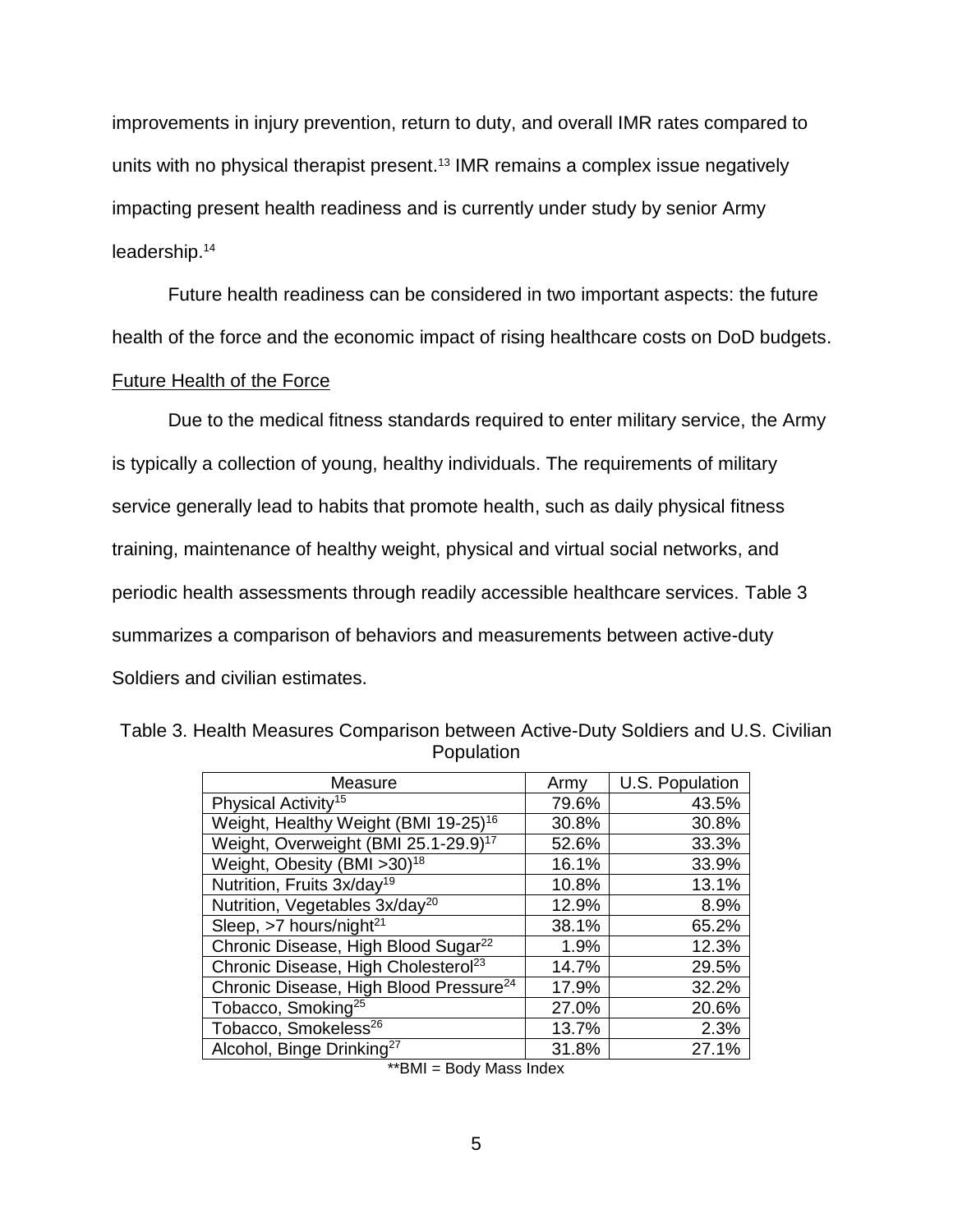improvements in injury prevention, return to duty, and overall IMR rates compared to units with no physical therapist present.[13] IMR remains a complex issue negatively impacting present health readiness and is currently under study by senior Army leadership.[14]

Future health readiness can be considered in two important aspects: the future health of the force and the economic impact of rising healthcare costs on DoD budgets.

Future Health of the Force

Due to the medical fitness standards required to enter military service, the Army is typically a collection of young, healthy individuals. The requirements of military service generally lead to habits that promote health, such as daily physical fitness training, maintenance of healthy weight, physical and virtual social networks, and periodic health assessments through readily accessible healthcare services. Table 3 summarizes a comparison of behaviors and measurements between active-duty Soldiers and civilian estimates.

Table 3. Health Measures Comparison between Active-Duty Soldiers and U.S. Civilian Population

| Measure | Army | U.S. Population |
|---|---|---|
| Physical Activity[15] | 79.6% | 43.5% |
| Weight, Healthy Weight (BMI 19-25)[16] | 30.8% | 30.8% |
| Weight, Overweight (BMI 25.1-29.9)[17] | 52.6% | 33.3% |
| Weight, Obesity (BMI >30)[18] | 16.1% | 33.9% |
| Nutrition, Fruits 3x/day[19] | 10.8% | 13.1% |
| Nutrition, Vegetables 3x/day[20] | 12.9% | 8.9% |
| Sleep, >7 hours/night[21] | 38.1% | 65.2% |
| Chronic Disease, High Blood Sugar[22] | 1.9% | 12.3% |
| Chronic Disease, High Cholesterol[23] | 14.7% | 29.5% |
| Chronic Disease, High Blood Pressure[24] | 17.9% | 32.2% |
| Tobacco, Smoking[25] | 27.0% | 20.6% |
| Tobacco, Smokeless[26] | 13.7% | 2.3% |
| Alcohol, Binge Drinking[27] | 31.8% | 27.1% |

**BMI = Body Mass Index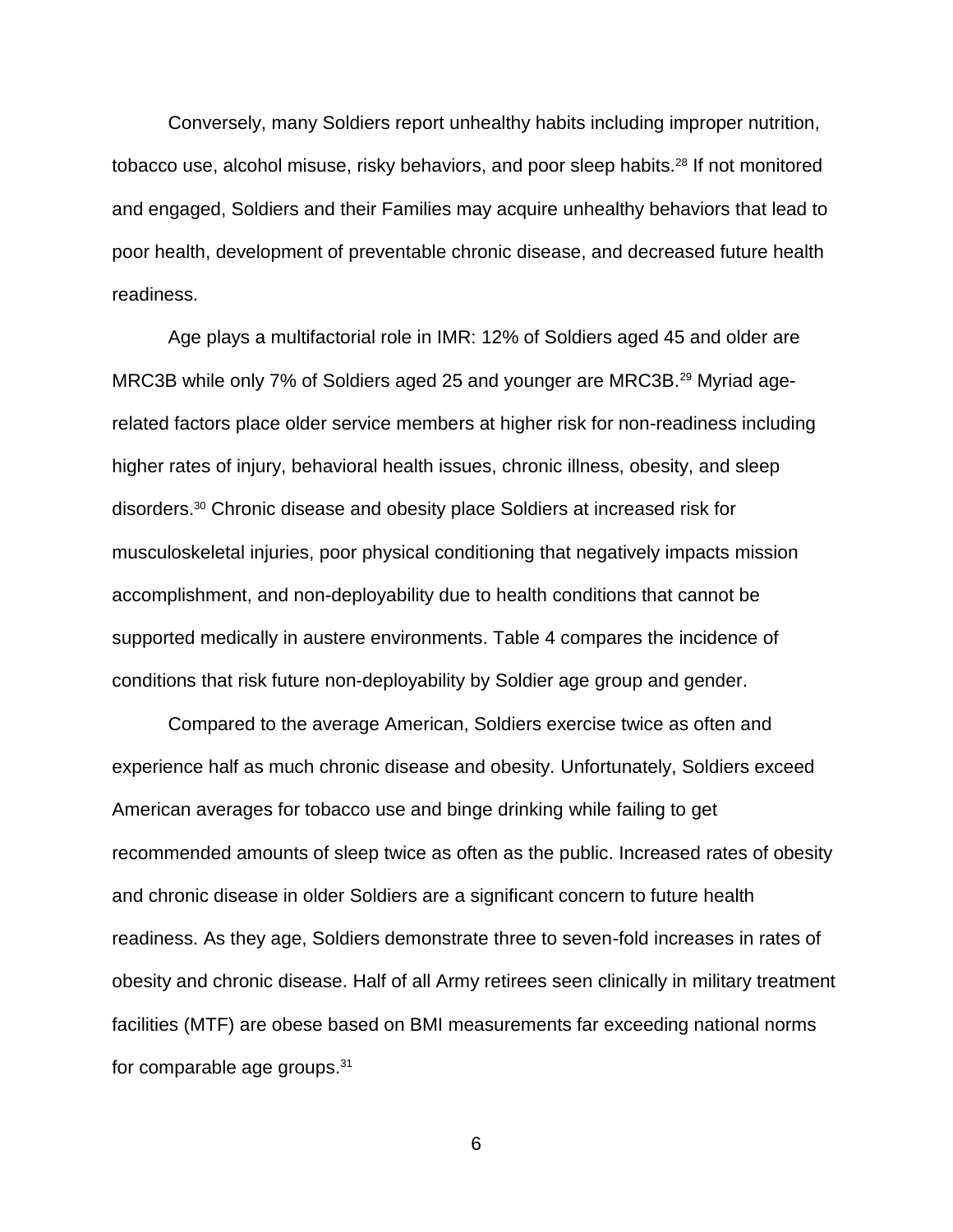Conversely, many Soldiers report unhealthy habits including improper nutrition, tobacco use, alcohol misuse, risky behaviors, and poor sleep habits.[28] If not monitored and engaged, Soldiers and their Families may acquire unhealthy behaviors that lead to poor health, development of preventable chronic disease, and decreased future health readiness.

Age plays a multifactorial role in IMR: 12% of Soldiers aged 45 and older are MRC3B while only 7% of Soldiers aged 25 and younger are MRC3B.[29] Myriad age-related factors place older service members at higher risk for non-readiness including higher rates of injury, behavioral health issues, chronic illness, obesity, and sleep disorders.[30] Chronic disease and obesity place Soldiers at increased risk for musculoskeletal injuries, poor physical conditioning that negatively impacts mission accomplishment, and non-deployability due to health conditions that cannot be supported medically in austere environments. Table 4 compares the incidence of conditions that risk future non-deployability by Soldier age group and gender.

Compared to the average American, Soldiers exercise twice as often and experience half as much chronic disease and obesity. Unfortunately, Soldiers exceed American averages for tobacco use and binge drinking while failing to get recommended amounts of sleep twice as often as the public. Increased rates of obesity and chronic disease in older Soldiers are a significant concern to future health readiness. As they age, Soldiers demonstrate three to seven-fold increases in rates of obesity and chronic disease. Half of all Army retirees seen clinically in military treatment facilities (MTF) are obese based on BMI measurements far exceeding national norms for comparable age groups.[31]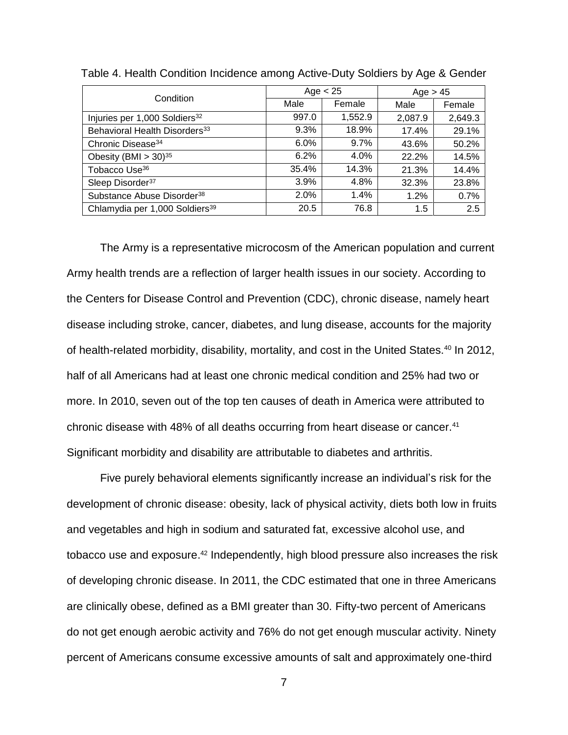Table 4. Health Condition Incidence among Active-Duty Soldiers by Age & Gender

| Condition | Age < 25 | | Age > 45 | |
|---|---|---|---|---|
| | Male | Female | Male | Female |
| Injuries per 1,000 Soldiers[32] | 997.0 | 1,552.9 | 2,087.9 | 2,649.3 |
| Behavioral Health Disorders[33] | 9.3% | 18.9% | 17.4% | 29.1% |
| Chronic Disease[34] | 6.0% | 9.7% | 43.6% | 50.2% |
| Obesity (BMI > 30)[35] | 6.2% | 4.0% | 22.2% | 14.5% |
| Tobacco Use[36] | 35.4% | 14.3% | 21.3% | 14.4% |
| Sleep Disorder[37] | 3.9% | 4.8% | 32.3% | 23.8% |
| Substance Abuse Disorder[38] | 2.0% | 1.4% | 1.2% | 0.7% |
| Chlamydia per 1,000 Soldiers[39] | 20.5 | 76.8 | 1.5 | 2.5 |

The Army is a representative microcosm of the American population and current Army health trends are a reflection of larger health issues in our society. According to the Centers for Disease Control and Prevention (CDC), chronic disease, namely heart disease including stroke, cancer, diabetes, and lung disease, accounts for the majority of health-related morbidity, disability, mortality, and cost in the United States.[40] In 2012, half of all Americans had at least one chronic medical condition and 25% had two or more. In 2010, seven out of the top ten causes of death in America were attributed to chronic disease with 48% of all deaths occurring from heart disease or cancer.[41] Significant morbidity and disability are attributable to diabetes and arthritis.

Five purely behavioral elements significantly increase an individual's risk for the development of chronic disease: obesity, lack of physical activity, diets both low in fruits and vegetables and high in sodium and saturated fat, excessive alcohol use, and tobacco use and exposure.[42] Independently, high blood pressure also increases the risk of developing chronic disease. In 2011, the CDC estimated that one in three Americans are clinically obese, defined as a BMI greater than 30. Fifty-two percent of Americans do not get enough aerobic activity and 76% do not get enough muscular activity. Ninety percent of Americans consume excessive amounts of salt and approximately one-third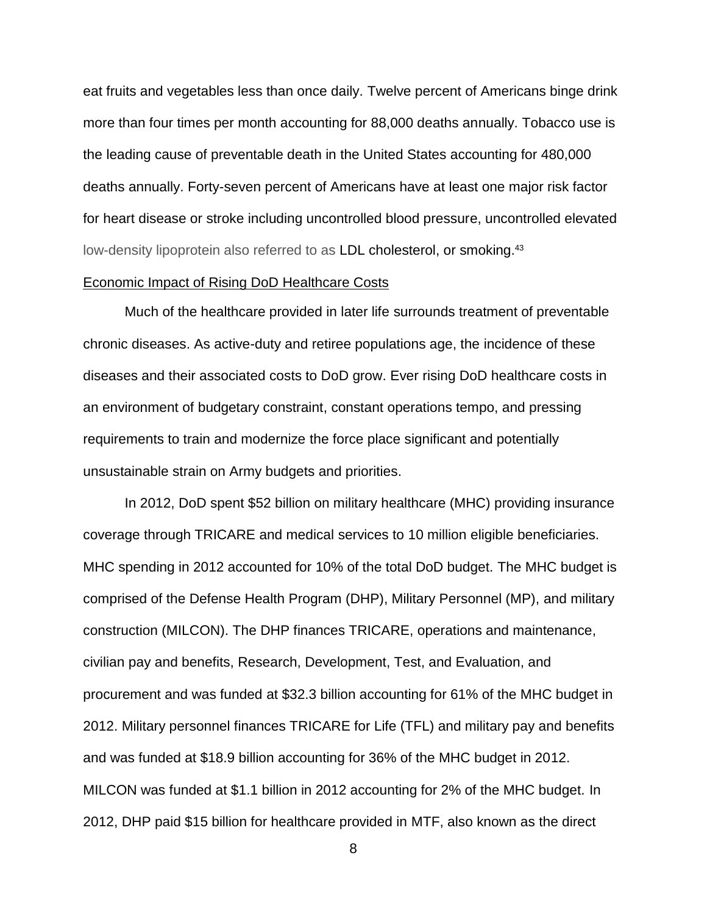eat fruits and vegetables less than once daily. Twelve percent of Americans binge drink more than four times per month accounting for 88,000 deaths annually. Tobacco use is the leading cause of preventable death in the United States accounting for 480,000 deaths annually. Forty-seven percent of Americans have at least one major risk factor for heart disease or stroke including uncontrolled blood pressure, uncontrolled elevated low-density lipoprotein also referred to as LDL cholesterol, or smoking.[43]

Economic Impact of Rising DoD Healthcare Costs

Much of the healthcare provided in later life surrounds treatment of preventable chronic diseases. As active-duty and retiree populations age, the incidence of these diseases and their associated costs to DoD grow. Ever rising DoD healthcare costs in an environment of budgetary constraint, constant operations tempo, and pressing requirements to train and modernize the force place significant and potentially unsustainable strain on Army budgets and priorities.

In 2012, DoD spent $52 billion on military healthcare (MHC) providing insurance coverage through TRICARE and medical services to 10 million eligible beneficiaries. MHC spending in 2012 accounted for 10% of the total DoD budget. The MHC budget is comprised of the Defense Health Program (DHP), Military Personnel (MP), and military construction (MILCON). The DHP finances TRICARE, operations and maintenance, civilian pay and benefits, Research, Development, Test, and Evaluation, and procurement and was funded at $32.3 billion accounting for 61% of the MHC budget in 2012. Military personnel finances TRICARE for Life (TFL) and military pay and benefits and was funded at $18.9 billion accounting for 36% of the MHC budget in 2012. MILCON was funded at $1.1 billion in 2012 accounting for 2% of the MHC budget. In 2012, DHP paid $15 billion for healthcare provided in MTF, also known as the direct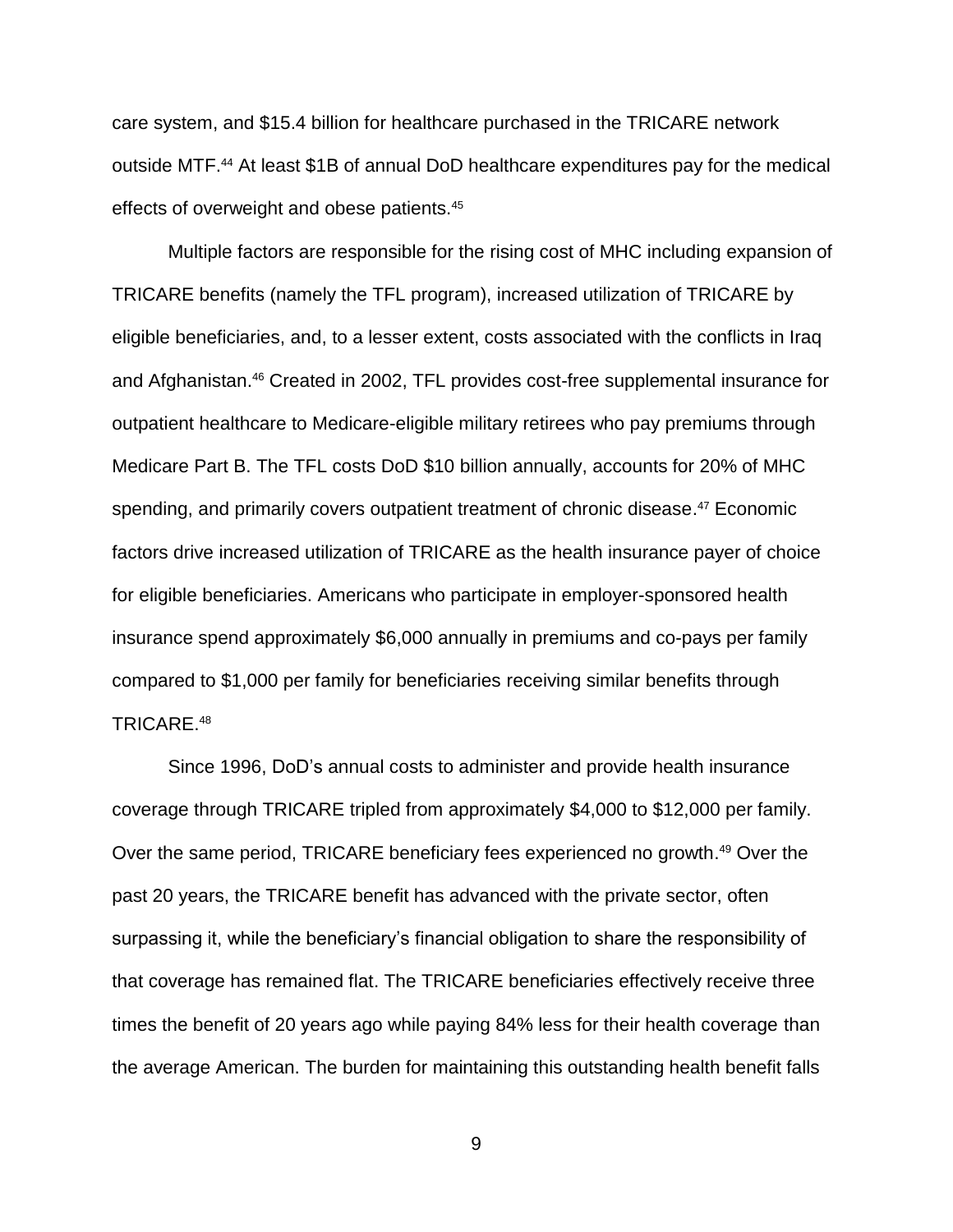care system, and $15.4 billion for healthcare purchased in the TRICARE network outside MTF.[44] At least $1B of annual DoD healthcare expenditures pay for the medical effects of overweight and obese patients.[45]

Multiple factors are responsible for the rising cost of MHC including expansion of TRICARE benefits (namely the TFL program), increased utilization of TRICARE by eligible beneficiaries, and, to a lesser extent, costs associated with the conflicts in Iraq and Afghanistan.[46] Created in 2002, TFL provides cost-free supplemental insurance for outpatient healthcare to Medicare-eligible military retirees who pay premiums through Medicare Part B. The TFL costs DoD $10 billion annually, accounts for 20% of MHC spending, and primarily covers outpatient treatment of chronic disease.[47] Economic factors drive increased utilization of TRICARE as the health insurance payer of choice for eligible beneficiaries. Americans who participate in employer-sponsored health insurance spend approximately $6,000 annually in premiums and co-pays per family compared to $1,000 per family for beneficiaries receiving similar benefits through TRICARE.[48]

Since 1996, DoD's annual costs to administer and provide health insurance coverage through TRICARE tripled from approximately $4,000 to $12,000 per family. Over the same period, TRICARE beneficiary fees experienced no growth.[49] Over the past 20 years, the TRICARE benefit has advanced with the private sector, often surpassing it, while the beneficiary's financial obligation to share the responsibility of that coverage has remained flat. The TRICARE beneficiaries effectively receive three times the benefit of 20 years ago while paying 84% less for their health coverage than the average American. The burden for maintaining this outstanding health benefit falls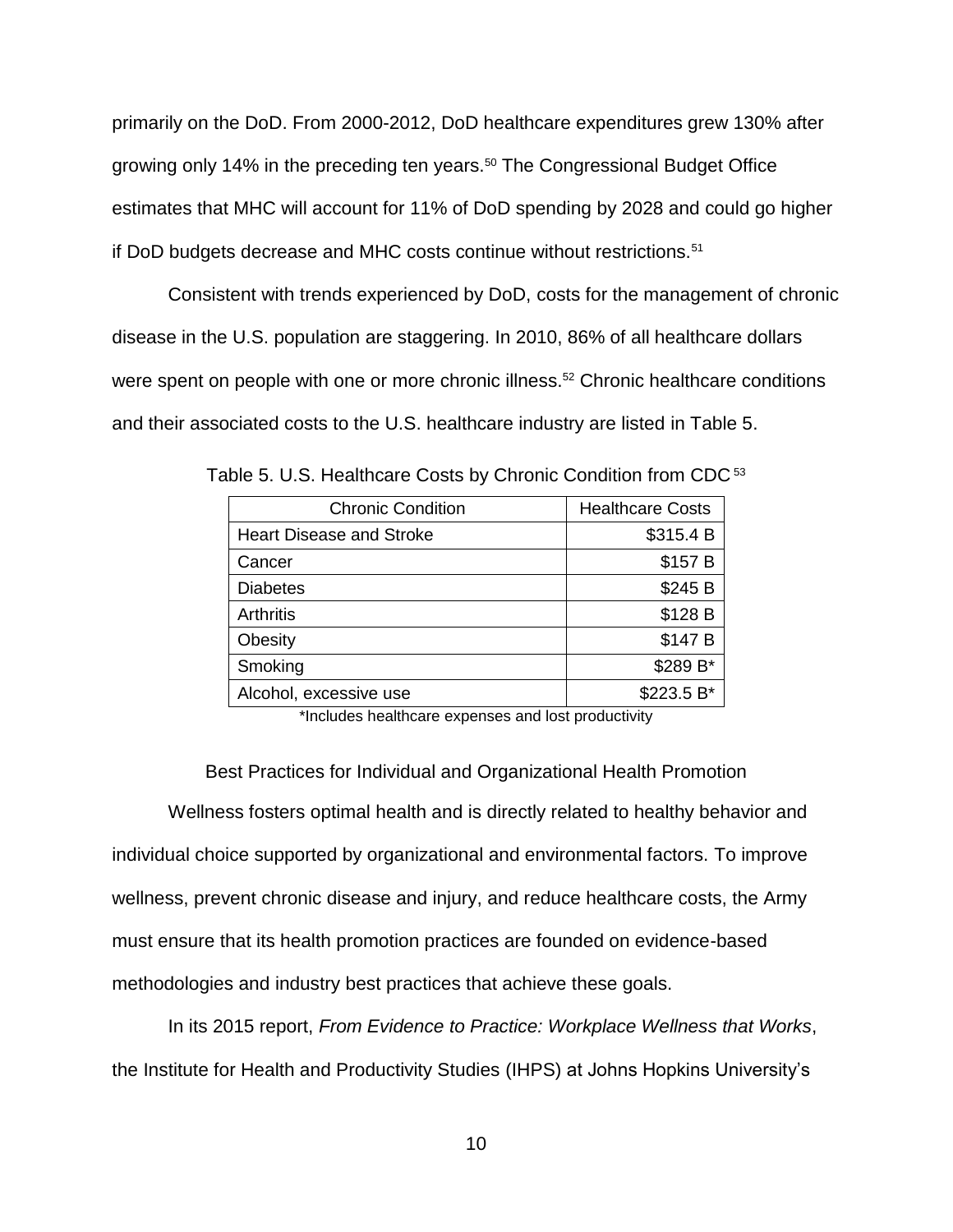primarily on the DoD. From 2000-2012, DoD healthcare expenditures grew 130% after growing only 14% in the preceding ten years.[50] The Congressional Budget Office estimates that MHC will account for 11% of DoD spending by 2028 and could go higher if DoD budgets decrease and MHC costs continue without restrictions.[51]

Consistent with trends experienced by DoD, costs for the management of chronic disease in the U.S. population are staggering. In 2010, 86% of all healthcare dollars were spent on people with one or more chronic illness.[52] Chronic healthcare conditions and their associated costs to the U.S. healthcare industry are listed in Table 5.

Table 5. U.S. Healthcare Costs by Chronic Condition from CDC [53]

| Chronic Condition | Healthcare Costs |
|---|---:|
| Heart Disease and Stroke | $315.4 B |
| Cancer | $157 B |
| Diabetes | $245 B |
| Arthritis | $128 B |
| Obesity | $147 B |
| Smoking | $289 B* |
| Alcohol, excessive use | $223.5 B* |

*Includes healthcare expenses and lost productivity

## Best Practices for Individual and Organizational Health Promotion

Wellness fosters optimal health and is directly related to healthy behavior and individual choice supported by organizational and environmental factors. To improve wellness, prevent chronic disease and injury, and reduce healthcare costs, the Army must ensure that its health promotion practices are founded on evidence-based methodologies and industry best practices that achieve these goals.

In its 2015 report, *From Evidence to Practice: Workplace Wellness that Works*, the Institute for Health and Productivity Studies (IHPS) at Johns Hopkins University's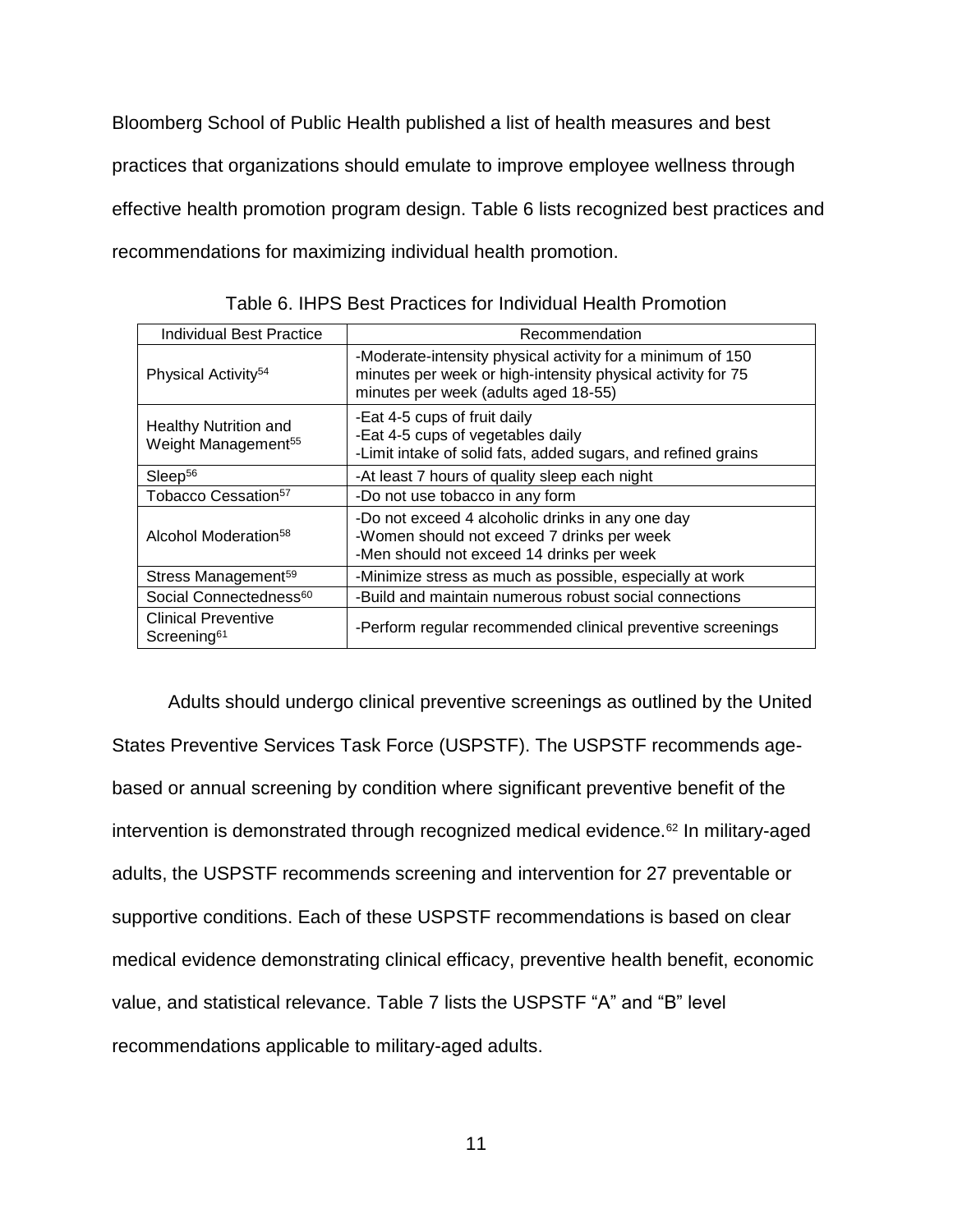Bloomberg School of Public Health published a list of health measures and best practices that organizations should emulate to improve employee wellness through effective health promotion program design. Table 6 lists recognized best practices and recommendations for maximizing individual health promotion.

Table 6. IHPS Best Practices for Individual Health Promotion

| Individual Best Practice | Recommendation |
|---|---|
| Physical Activity[54] | -Moderate-intensity physical activity for a minimum of 150 minutes per week or high-intensity physical activity for 75 minutes per week (adults aged 18-55) |
| Healthy Nutrition and Weight Management[55] | -Eat 4-5 cups of fruit daily<br>-Eat 4-5 cups of vegetables daily<br>-Limit intake of solid fats, added sugars, and refined grains |
| Sleep[56] | -At least 7 hours of quality sleep each night |
| Tobacco Cessation[57] | -Do not use tobacco in any form |
| Alcohol Moderation[58] | -Do not exceed 4 alcoholic drinks in any one day<br>-Women should not exceed 7 drinks per week<br>-Men should not exceed 14 drinks per week |
| Stress Management[59] | -Minimize stress as much as possible, especially at work |
| Social Connectedness[60] | -Build and maintain numerous robust social connections |
| Clinical Preventive Screening[61] | -Perform regular recommended clinical preventive screenings |

Adults should undergo clinical preventive screenings as outlined by the United States Preventive Services Task Force (USPSTF). The USPSTF recommends age-based or annual screening by condition where significant preventive benefit of the intervention is demonstrated through recognized medical evidence.[62] In military-aged adults, the USPSTF recommends screening and intervention for 27 preventable or supportive conditions. Each of these USPSTF recommendations is based on clear medical evidence demonstrating clinical efficacy, preventive health benefit, economic value, and statistical relevance. Table 7 lists the USPSTF "A" and "B" level recommendations applicable to military-aged adults.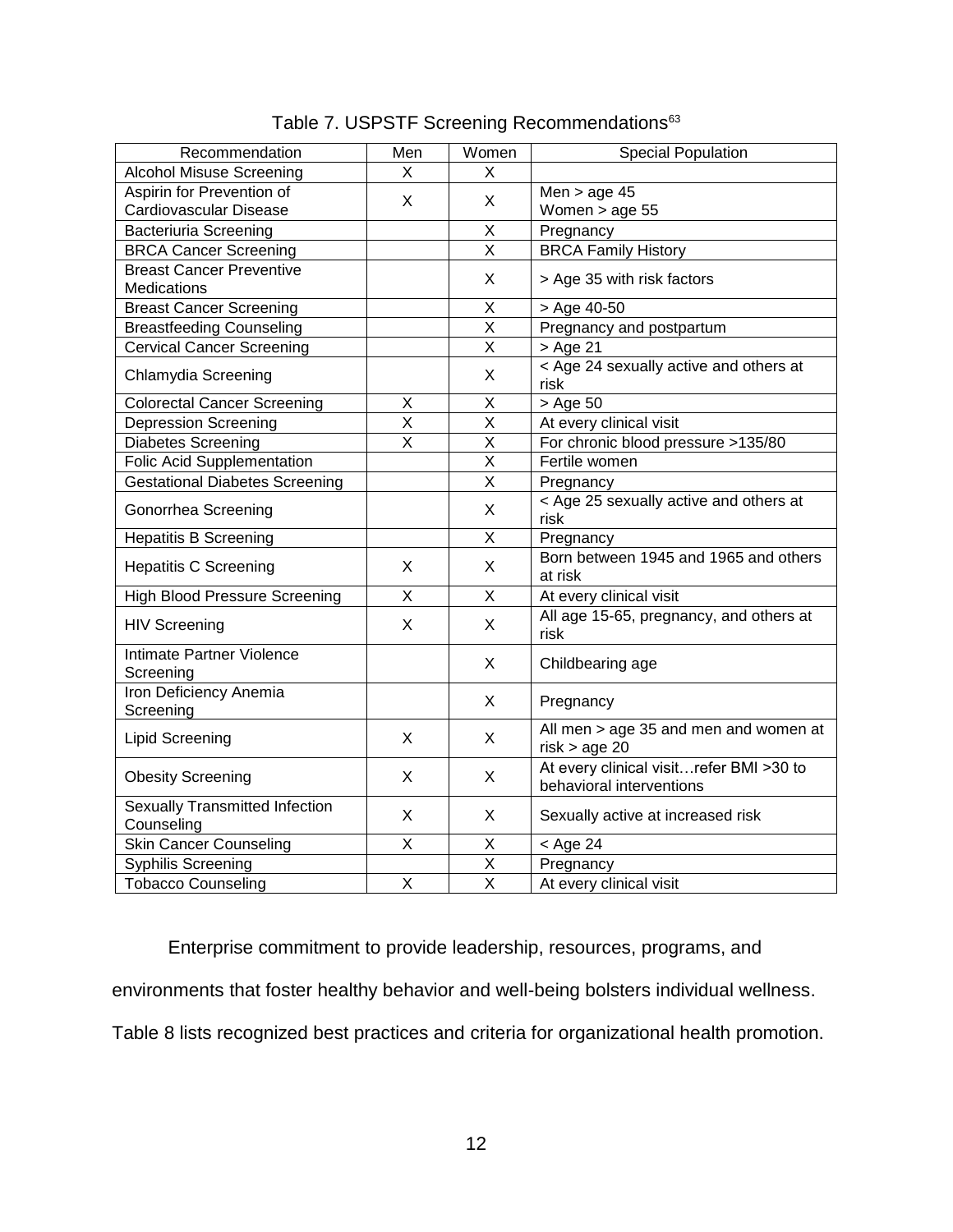Table 7. USPSTF Screening Recommendations[63]

| Recommendation | Men | Women | Special Population |
|---|---|---|---|
| Alcohol Misuse Screening | X | X | |
| Aspirin for Prevention of Cardiovascular Disease | X | X | Men > age 45<br>Women > age 55 |
| Bacteriuria Screening | | X | Pregnancy |
| BRCA Cancer Screening | | X | BRCA Family History |
| Breast Cancer Preventive Medications | | X | > Age 35 with risk factors |
| Breast Cancer Screening | | X | > Age 40-50 |
| Breastfeeding Counseling | | X | Pregnancy and postpartum |
| Cervical Cancer Screening | | X | > Age 21 |
| Chlamydia Screening | | X | < Age 24 sexually active and others at risk |
| Colorectal Cancer Screening | X | X | > Age 50 |
| Depression Screening | X | X | At every clinical visit |
| Diabetes Screening | X | X | For chronic blood pressure >135/80 |
| Folic Acid Supplementation | | X | Fertile women |
| Gestational Diabetes Screening | | X | Pregnancy |
| Gonorrhea Screening | | X | < Age 25 sexually active and others at risk |
| Hepatitis B Screening | | X | Pregnancy |
| Hepatitis C Screening | X | X | Born between 1945 and 1965 and others at risk |
| High Blood Pressure Screening | X | X | At every clinical visit |
| HIV Screening | X | X | All age 15-65, pregnancy, and others at risk |
| Intimate Partner Violence Screening | | X | Childbearing age |
| Iron Deficiency Anemia Screening | | X | Pregnancy |
| Lipid Screening | X | X | All men > age 35 and men and women at risk > age 20 |
| Obesity Screening | X | X | At every clinical visit…refer BMI >30 to behavioral interventions |
| Sexually Transmitted Infection Counseling | X | X | Sexually active at increased risk |
| Skin Cancer Counseling | X | X | < Age 24 |
| Syphilis Screening | | X | Pregnancy |
| Tobacco Counseling | X | X | At every clinical visit |

Enterprise commitment to provide leadership, resources, programs, and environments that foster healthy behavior and well-being bolsters individual wellness. Table 8 lists recognized best practices and criteria for organizational health promotion.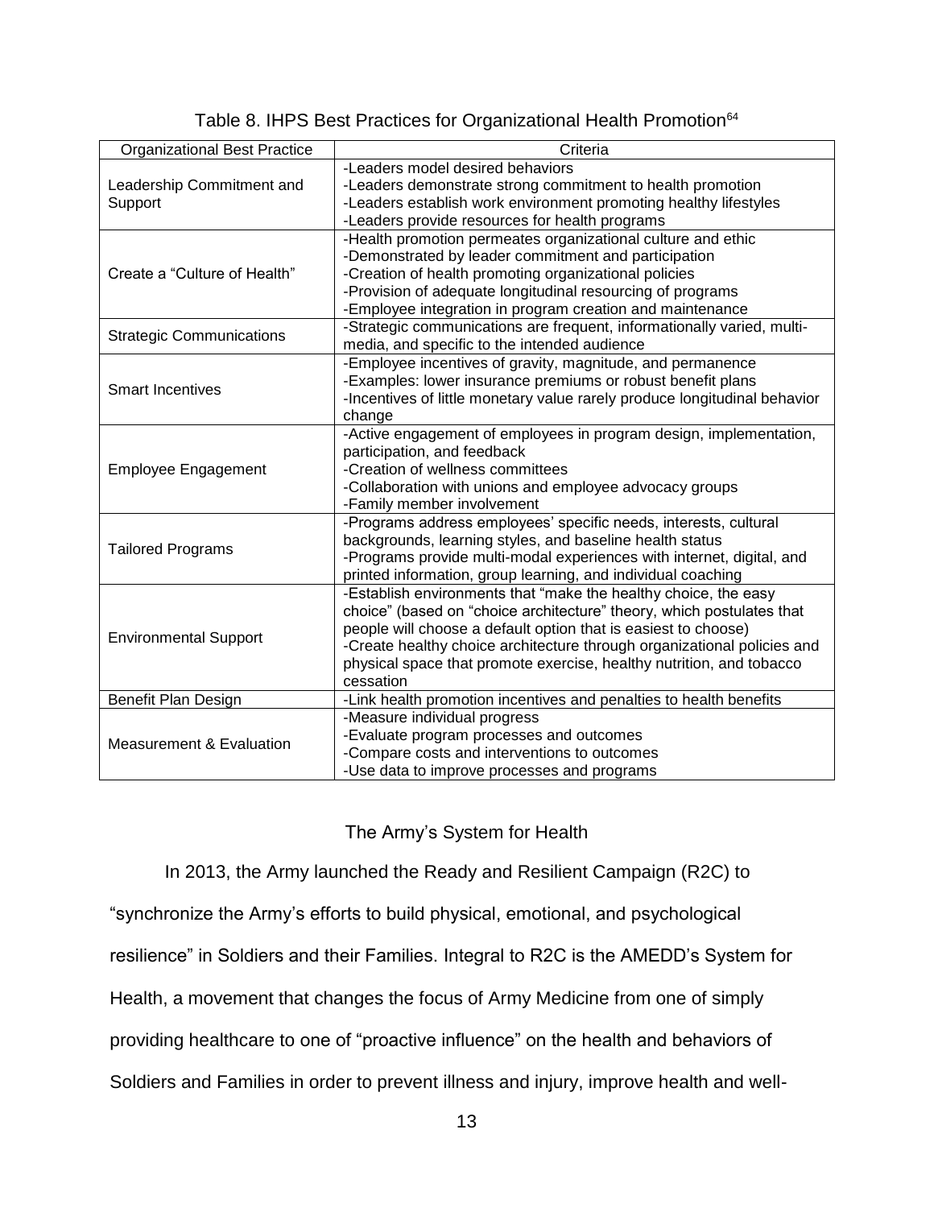Table 8. IHPS Best Practices for Organizational Health Promotion[64]

| Organizational Best Practice | Criteria |
|---|---|
| Leadership Commitment and Support | -Leaders model desired behaviors<br>-Leaders demonstrate strong commitment to health promotion<br>-Leaders establish work environment promoting healthy lifestyles<br>-Leaders provide resources for health programs |
| Create a "Culture of Health" | -Health promotion permeates organizational culture and ethic<br>-Demonstrated by leader commitment and participation<br>-Creation of health promoting organizational policies<br>-Provision of adequate longitudinal resourcing of programs<br>-Employee integration in program creation and maintenance |
| Strategic Communications | -Strategic communications are frequent, informationally varied, multi-media, and specific to the intended audience |
| Smart Incentives | -Employee incentives of gravity, magnitude, and permanence<br>-Examples: lower insurance premiums or robust benefit plans<br>-Incentives of little monetary value rarely produce longitudinal behavior change |
| Employee Engagement | -Active engagement of employees in program design, implementation, participation, and feedback<br>-Creation of wellness committees<br>-Collaboration with unions and employee advocacy groups<br>-Family member involvement |
| Tailored Programs | -Programs address employees' specific needs, interests, cultural backgrounds, learning styles, and baseline health status<br>-Programs provide multi-modal experiences with internet, digital, and printed information, group learning, and individual coaching |
| Environmental Support | -Establish environments that "make the healthy choice, the easy choice" (based on "choice architecture" theory, which postulates that people will choose a default option that is easiest to choose)<br>-Create healthy choice architecture through organizational policies and physical space that promote exercise, healthy nutrition, and tobacco cessation |
| Benefit Plan Design | -Link health promotion incentives and penalties to health benefits |
| Measurement & Evaluation | -Measure individual progress<br>-Evaluate program processes and outcomes<br>-Compare costs and interventions to outcomes<br>-Use data to improve processes and programs |

## The Army's System for Health

In 2013, the Army launched the Ready and Resilient Campaign (R2C) to "synchronize the Army's efforts to build physical, emotional, and psychological resilience" in Soldiers and their Families. Integral to R2C is the AMEDD's System for Health, a movement that changes the focus of Army Medicine from one of simply providing healthcare to one of "proactive influence" on the health and behaviors of Soldiers and Families in order to prevent illness and injury, improve health and well-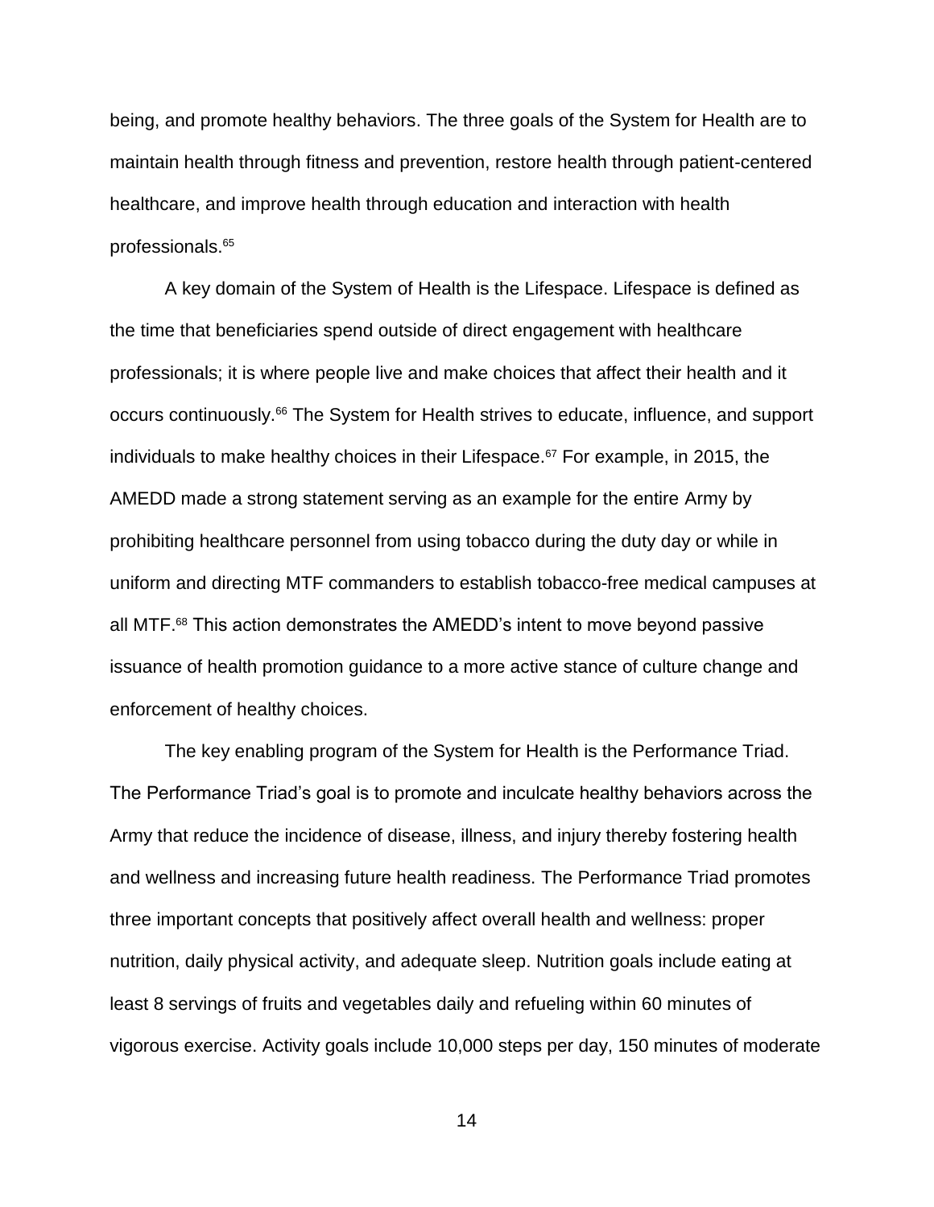being, and promote healthy behaviors. The three goals of the System for Health are to maintain health through fitness and prevention, restore health through patient-centered healthcare, and improve health through education and interaction with health professionals.[65]

A key domain of the System of Health is the Lifespace. Lifespace is defined as the time that beneficiaries spend outside of direct engagement with healthcare professionals; it is where people live and make choices that affect their health and it occurs continuously.[66] The System for Health strives to educate, influence, and support individuals to make healthy choices in their Lifespace.[67] For example, in 2015, the AMEDD made a strong statement serving as an example for the entire Army by prohibiting healthcare personnel from using tobacco during the duty day or while in uniform and directing MTF commanders to establish tobacco-free medical campuses at all MTF.[68] This action demonstrates the AMEDD's intent to move beyond passive issuance of health promotion guidance to a more active stance of culture change and enforcement of healthy choices.

The key enabling program of the System for Health is the Performance Triad. The Performance Triad's goal is to promote and inculcate healthy behaviors across the Army that reduce the incidence of disease, illness, and injury thereby fostering health and wellness and increasing future health readiness. The Performance Triad promotes three important concepts that positively affect overall health and wellness: proper nutrition, daily physical activity, and adequate sleep. Nutrition goals include eating at least 8 servings of fruits and vegetables daily and refueling within 60 minutes of vigorous exercise. Activity goals include 10,000 steps per day, 150 minutes of moderate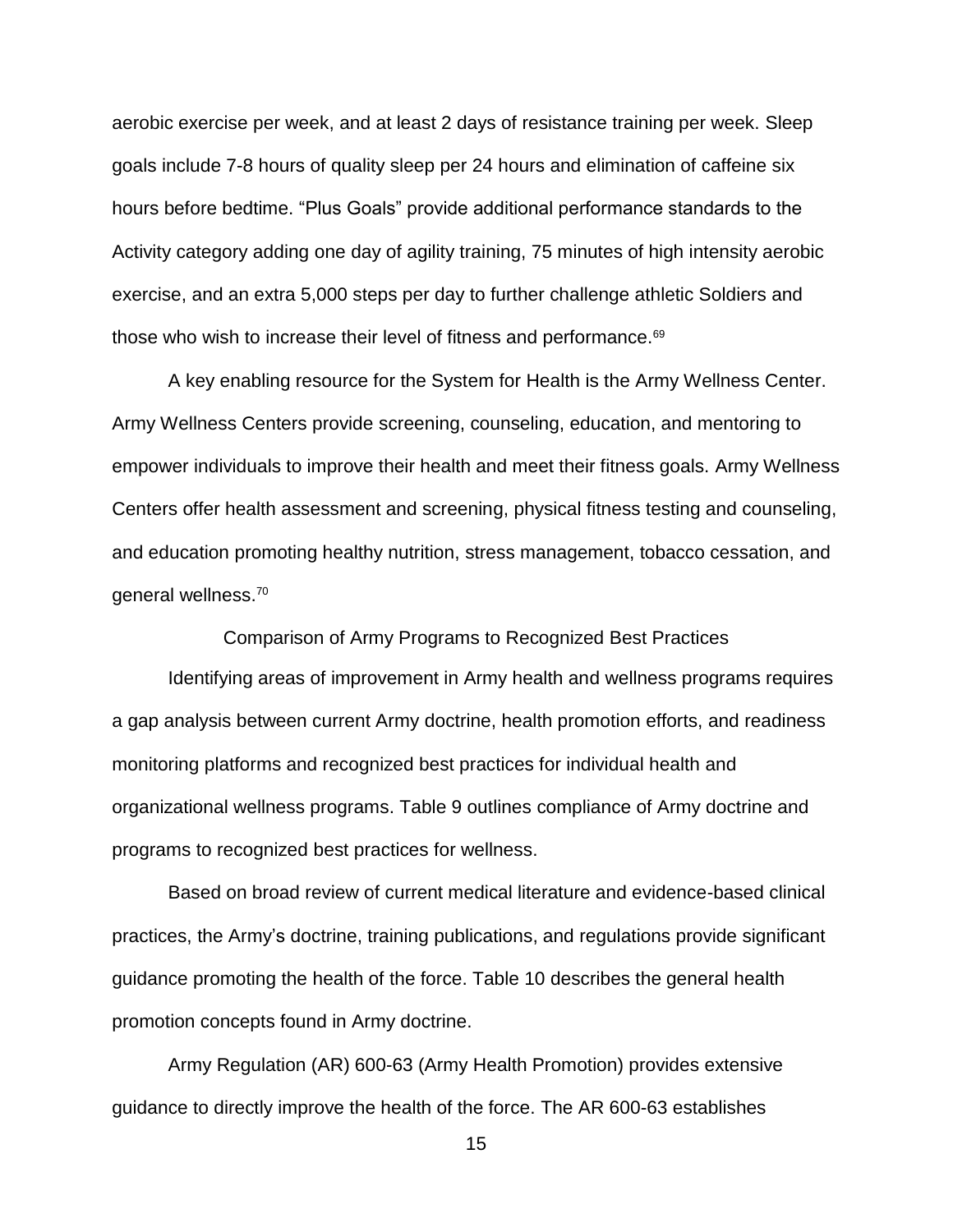aerobic exercise per week, and at least 2 days of resistance training per week. Sleep goals include 7-8 hours of quality sleep per 24 hours and elimination of caffeine six hours before bedtime. "Plus Goals" provide additional performance standards to the Activity category adding one day of agility training, 75 minutes of high intensity aerobic exercise, and an extra 5,000 steps per day to further challenge athletic Soldiers and those who wish to increase their level of fitness and performance.[69]

A key enabling resource for the System for Health is the Army Wellness Center. Army Wellness Centers provide screening, counseling, education, and mentoring to empower individuals to improve their health and meet their fitness goals. Army Wellness Centers offer health assessment and screening, physical fitness testing and counseling, and education promoting healthy nutrition, stress management, tobacco cessation, and general wellness.[70]

## Comparison of Army Programs to Recognized Best Practices

Identifying areas of improvement in Army health and wellness programs requires a gap analysis between current Army doctrine, health promotion efforts, and readiness monitoring platforms and recognized best practices for individual health and organizational wellness programs. Table 9 outlines compliance of Army doctrine and programs to recognized best practices for wellness.

Based on broad review of current medical literature and evidence-based clinical practices, the Army's doctrine, training publications, and regulations provide significant guidance promoting the health of the force. Table 10 describes the general health promotion concepts found in Army doctrine.

Army Regulation (AR) 600-63 (Army Health Promotion) provides extensive guidance to directly improve the health of the force. The AR 600-63 establishes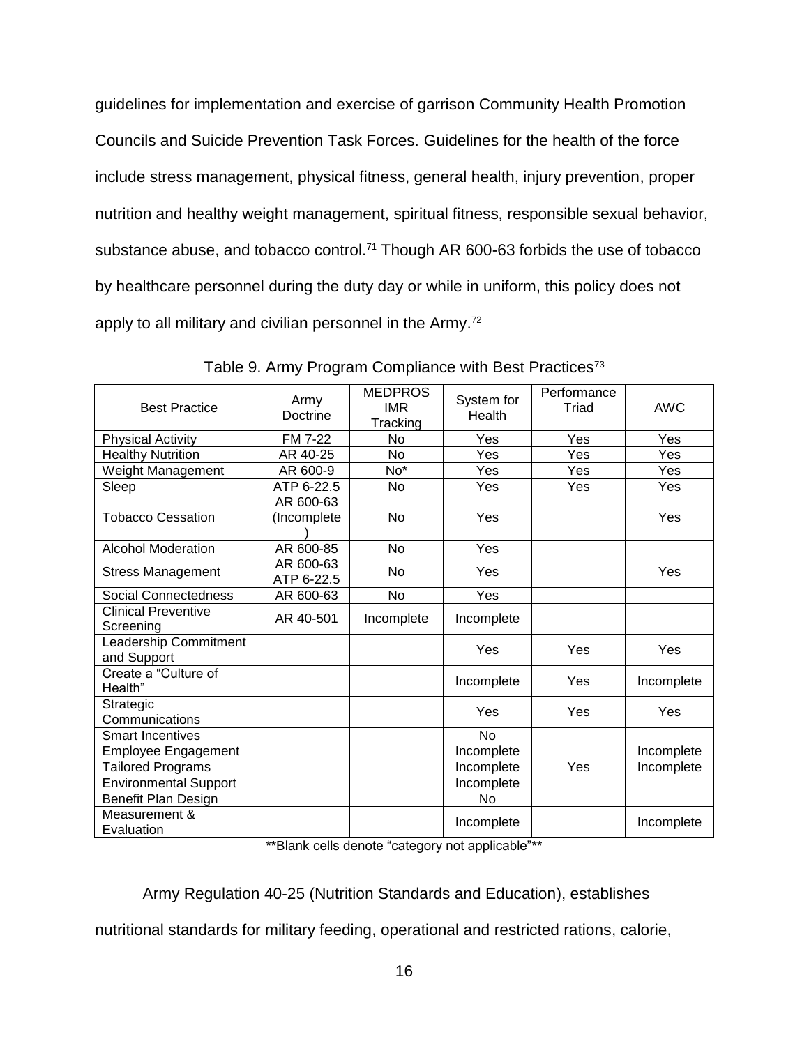guidelines for implementation and exercise of garrison Community Health Promotion Councils and Suicide Prevention Task Forces. Guidelines for the health of the force include stress management, physical fitness, general health, injury prevention, proper nutrition and healthy weight management, spiritual fitness, responsible sexual behavior, substance abuse, and tobacco control.[71] Though AR 600-63 forbids the use of tobacco by healthcare personnel during the duty day or while in uniform, this policy does not apply to all military and civilian personnel in the Army.[72]

Table 9. Army Program Compliance with Best Practices[73]

| Best Practice | Army Doctrine | MEDPROS IMR Tracking | System for Health | Performance Triad | AWC |
|---|---|---|---|---|---|
| Physical Activity | FM 7-22 | No | Yes | Yes | Yes |
| Healthy Nutrition | AR 40-25 | No | Yes | Yes | Yes |
| Weight Management | AR 600-9 | No* | Yes | Yes | Yes |
| Sleep | ATP 6-22.5 | No | Yes | Yes | Yes |
| Tobacco Cessation | AR 600-63 (Incomplete) | No | Yes | | Yes |
| Alcohol Moderation | AR 600-85 | No | Yes | | |
| Stress Management | AR 600-63 ATP 6-22.5 | No | Yes | | Yes |
| Social Connectedness | AR 600-63 | No | Yes | | |
| Clinical Preventive Screening | AR 40-501 | Incomplete | Incomplete | | |
| Leadership Commitment and Support | | | Yes | Yes | Yes |
| Create a "Culture of Health" | | | Incomplete | Yes | Incomplete |
| Strategic Communications | | | Yes | Yes | Yes |
| Smart Incentives | | | No | | |
| Employee Engagement | | | Incomplete | | Incomplete |
| Tailored Programs | | | Incomplete | Yes | Incomplete |
| Environmental Support | | | Incomplete | | |
| Benefit Plan Design | | | No | | |
| Measurement & Evaluation | | | Incomplete | | Incomplete |

**Blank cells denote "category not applicable"**

Army Regulation 40-25 (Nutrition Standards and Education), establishes nutritional standards for military feeding, operational and restricted rations, calorie,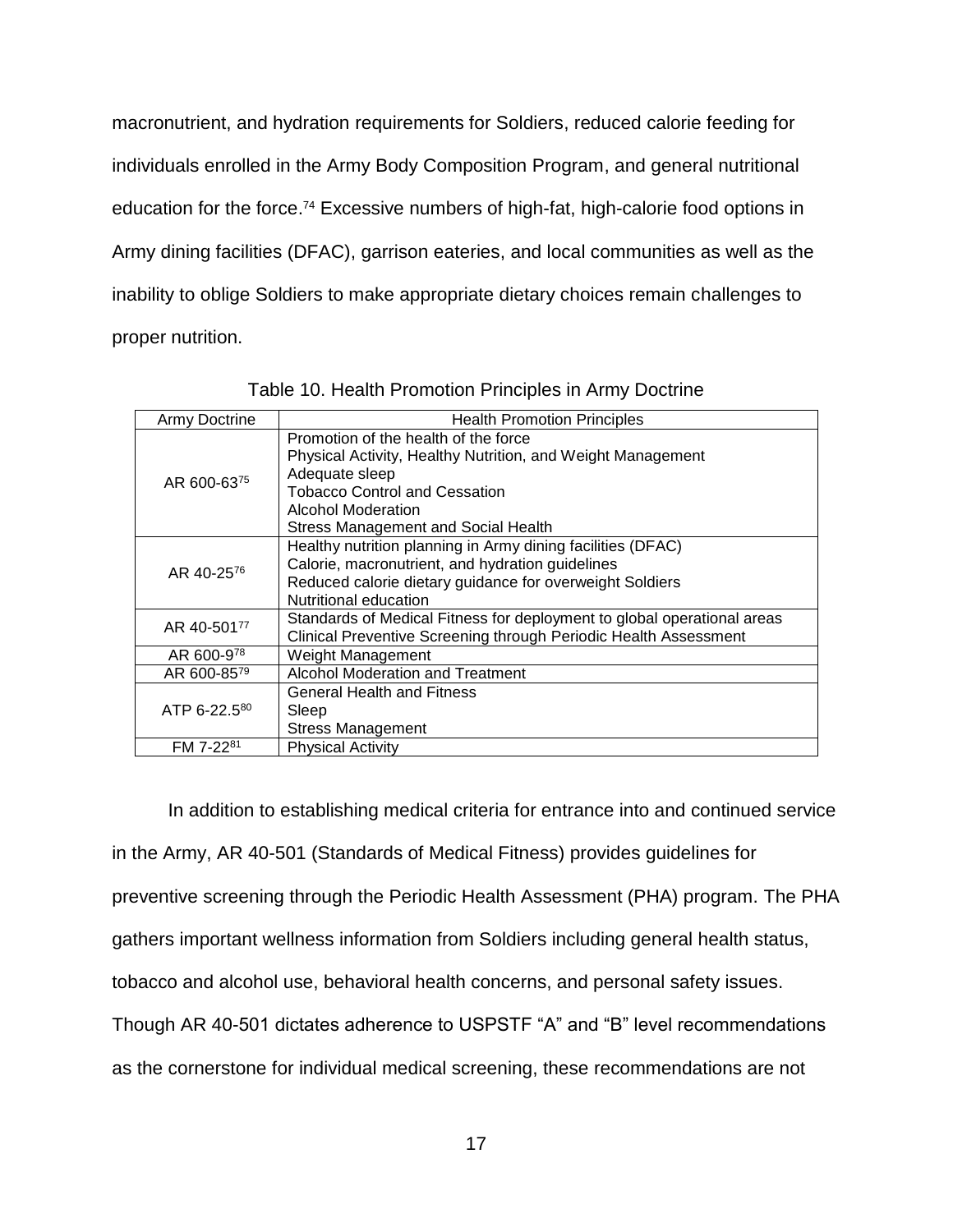macronutrient, and hydration requirements for Soldiers, reduced calorie feeding for individuals enrolled in the Army Body Composition Program, and general nutritional education for the force.[74] Excessive numbers of high-fat, high-calorie food options in Army dining facilities (DFAC), garrison eateries, and local communities as well as the inability to oblige Soldiers to make appropriate dietary choices remain challenges to proper nutrition.

Table 10. Health Promotion Principles in Army Doctrine

| Army Doctrine | Health Promotion Principles |
|---|---|
| AR 600-63[75] | Promotion of the health of the force<br>Physical Activity, Healthy Nutrition, and Weight Management<br>Adequate sleep<br>Tobacco Control and Cessation<br>Alcohol Moderation<br>Stress Management and Social Health |
| AR 40-25[76] | Healthy nutrition planning in Army dining facilities (DFAC)<br>Calorie, macronutrient, and hydration guidelines<br>Reduced calorie dietary guidance for overweight Soldiers<br>Nutritional education |
| AR 40-501[77] | Standards of Medical Fitness for deployment to global operational areas<br>Clinical Preventive Screening through Periodic Health Assessment |
| AR 600-9[78] | Weight Management |
| AR 600-85[79] | Alcohol Moderation and Treatment |
| ATP 6-22.5[80] | General Health and Fitness<br>Sleep<br>Stress Management |
| FM 7-22[81] | Physical Activity |

In addition to establishing medical criteria for entrance into and continued service in the Army, AR 40-501 (Standards of Medical Fitness) provides guidelines for preventive screening through the Periodic Health Assessment (PHA) program. The PHA gathers important wellness information from Soldiers including general health status, tobacco and alcohol use, behavioral health concerns, and personal safety issues. Though AR 40-501 dictates adherence to USPSTF "A" and "B" level recommendations as the cornerstone for individual medical screening, these recommendations are not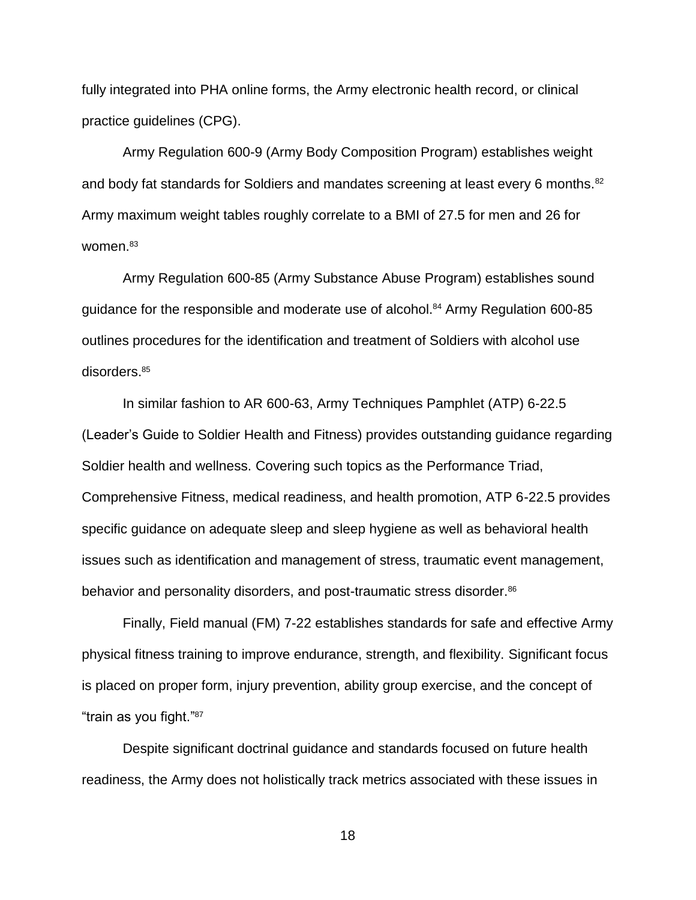fully integrated into PHA online forms, the Army electronic health record, or clinical practice guidelines (CPG).

Army Regulation 600-9 (Army Body Composition Program) establishes weight and body fat standards for Soldiers and mandates screening at least every 6 months.[82] Army maximum weight tables roughly correlate to a BMI of 27.5 for men and 26 for women.[83]

Army Regulation 600-85 (Army Substance Abuse Program) establishes sound guidance for the responsible and moderate use of alcohol.[84] Army Regulation 600-85 outlines procedures for the identification and treatment of Soldiers with alcohol use disorders.[85]

In similar fashion to AR 600-63, Army Techniques Pamphlet (ATP) 6-22.5 (Leader's Guide to Soldier Health and Fitness) provides outstanding guidance regarding Soldier health and wellness. Covering such topics as the Performance Triad, Comprehensive Fitness, medical readiness, and health promotion, ATP 6-22.5 provides specific guidance on adequate sleep and sleep hygiene as well as behavioral health issues such as identification and management of stress, traumatic event management, behavior and personality disorders, and post-traumatic stress disorder.[86]

Finally, Field manual (FM) 7-22 establishes standards for safe and effective Army physical fitness training to improve endurance, strength, and flexibility. Significant focus is placed on proper form, injury prevention, ability group exercise, and the concept of "train as you fight."[87]

Despite significant doctrinal guidance and standards focused on future health readiness, the Army does not holistically track metrics associated with these issues in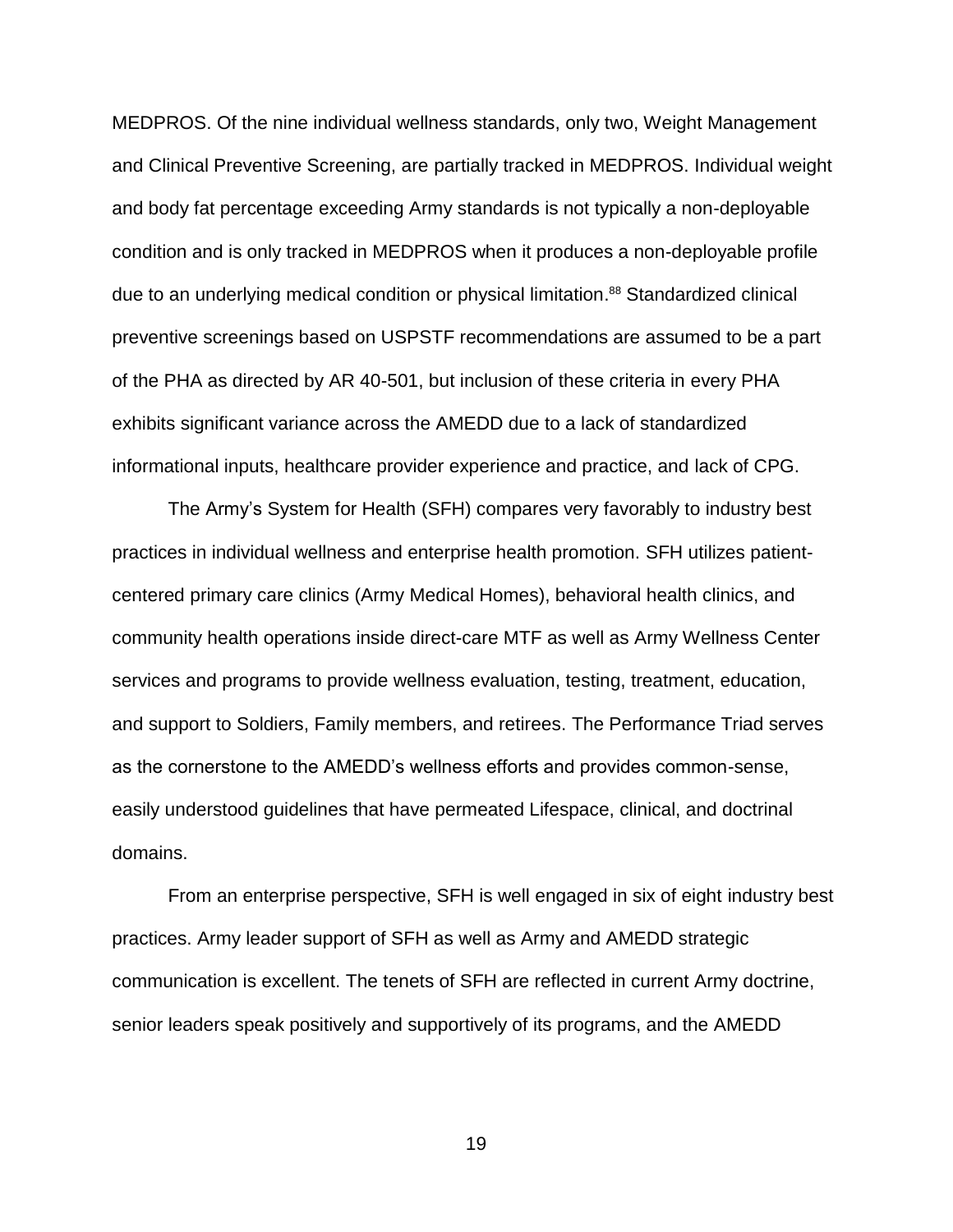MEDPROS. Of the nine individual wellness standards, only two, Weight Management and Clinical Preventive Screening, are partially tracked in MEDPROS. Individual weight and body fat percentage exceeding Army standards is not typically a non-deployable condition and is only tracked in MEDPROS when it produces a non-deployable profile due to an underlying medical condition or physical limitation.[88] Standardized clinical preventive screenings based on USPSTF recommendations are assumed to be a part of the PHA as directed by AR 40-501, but inclusion of these criteria in every PHA exhibits significant variance across the AMEDD due to a lack of standardized informational inputs, healthcare provider experience and practice, and lack of CPG.

The Army's System for Health (SFH) compares very favorably to industry best practices in individual wellness and enterprise health promotion. SFH utilizes patient-centered primary care clinics (Army Medical Homes), behavioral health clinics, and community health operations inside direct-care MTF as well as Army Wellness Center services and programs to provide wellness evaluation, testing, treatment, education, and support to Soldiers, Family members, and retirees. The Performance Triad serves as the cornerstone to the AMEDD's wellness efforts and provides common-sense, easily understood guidelines that have permeated Lifespace, clinical, and doctrinal domains.

From an enterprise perspective, SFH is well engaged in six of eight industry best practices. Army leader support of SFH as well as Army and AMEDD strategic communication is excellent. The tenets of SFH are reflected in current Army doctrine, senior leaders speak positively and supportively of its programs, and the AMEDD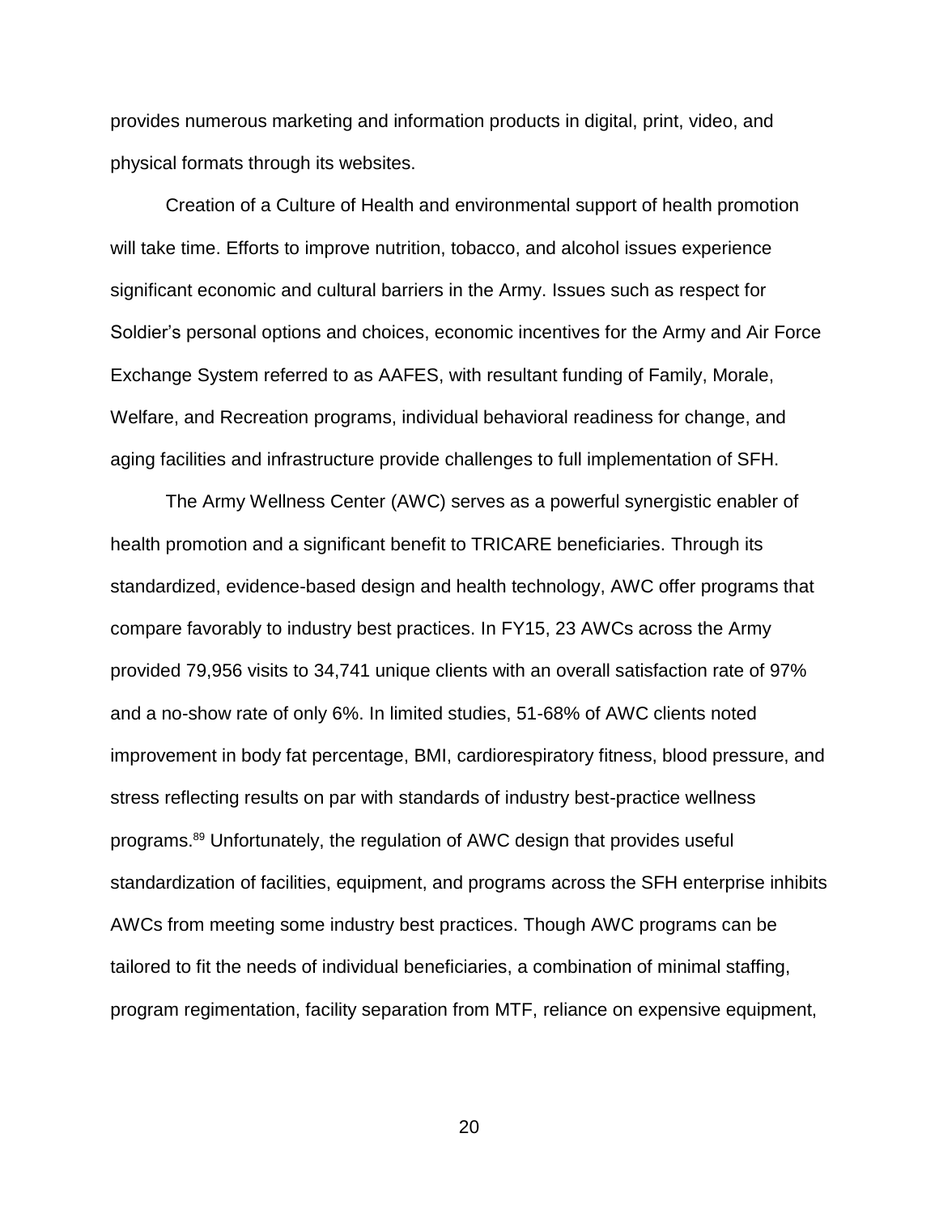provides numerous marketing and information products in digital, print, video, and physical formats through its websites.

Creation of a Culture of Health and environmental support of health promotion will take time. Efforts to improve nutrition, tobacco, and alcohol issues experience significant economic and cultural barriers in the Army. Issues such as respect for Soldier's personal options and choices, economic incentives for the Army and Air Force Exchange System referred to as AAFES, with resultant funding of Family, Morale, Welfare, and Recreation programs, individual behavioral readiness for change, and aging facilities and infrastructure provide challenges to full implementation of SFH.

The Army Wellness Center (AWC) serves as a powerful synergistic enabler of health promotion and a significant benefit to TRICARE beneficiaries. Through its standardized, evidence-based design and health technology, AWC offer programs that compare favorably to industry best practices. In FY15, 23 AWCs across the Army provided 79,956 visits to 34,741 unique clients with an overall satisfaction rate of 97% and a no-show rate of only 6%. In limited studies, 51-68% of AWC clients noted improvement in body fat percentage, BMI, cardiorespiratory fitness, blood pressure, and stress reflecting results on par with standards of industry best-practice wellness programs.[89] Unfortunately, the regulation of AWC design that provides useful standardization of facilities, equipment, and programs across the SFH enterprise inhibits AWCs from meeting some industry best practices. Though AWC programs can be tailored to fit the needs of individual beneficiaries, a combination of minimal staffing, program regimentation, facility separation from MTF, reliance on expensive equipment,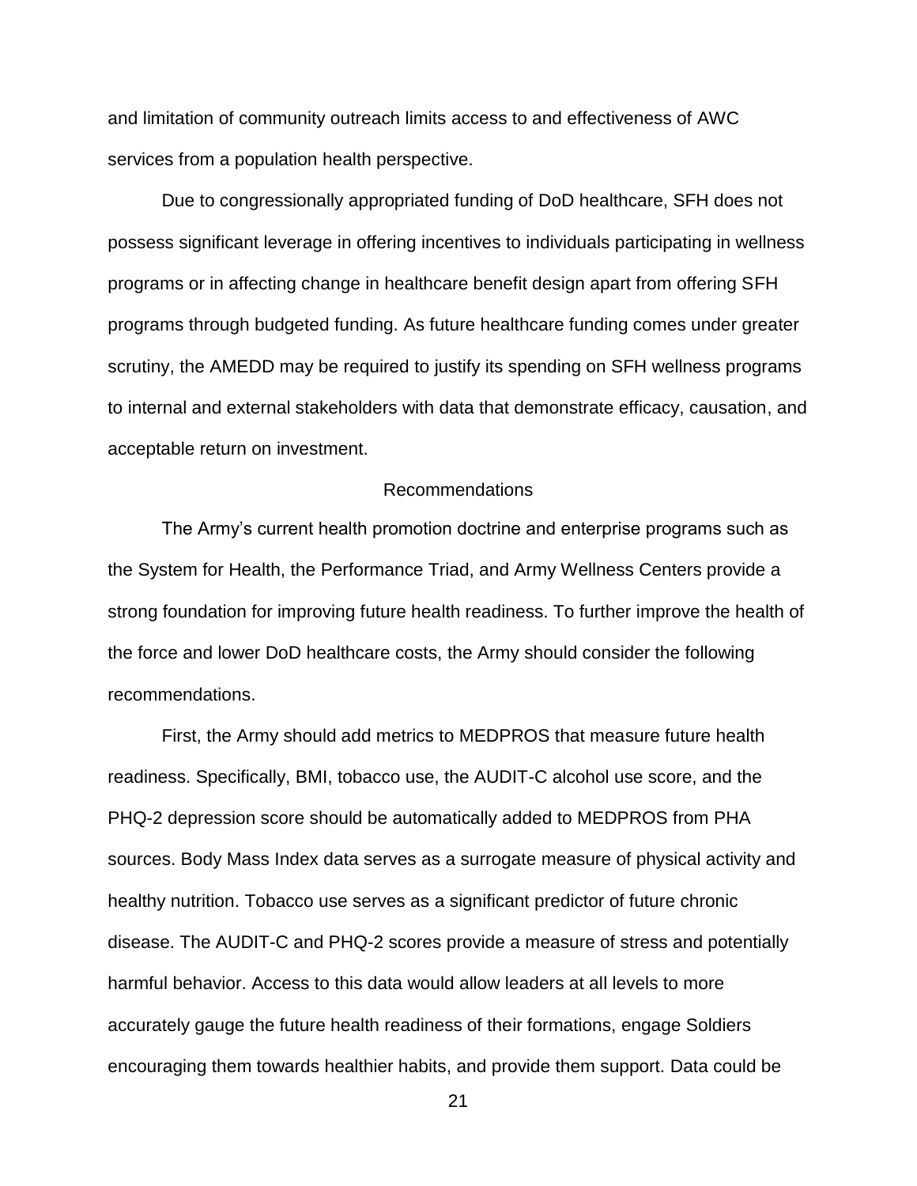and limitation of community outreach limits access to and effectiveness of AWC services from a population health perspective.

Due to congressionally appropriated funding of DoD healthcare, SFH does not possess significant leverage in offering incentives to individuals participating in wellness programs or in affecting change in healthcare benefit design apart from offering SFH programs through budgeted funding. As future healthcare funding comes under greater scrutiny, the AMEDD may be required to justify its spending on SFH wellness programs to internal and external stakeholders with data that demonstrate efficacy, causation, and acceptable return on investment.

## Recommendations

The Army's current health promotion doctrine and enterprise programs such as the System for Health, the Performance Triad, and Army Wellness Centers provide a strong foundation for improving future health readiness. To further improve the health of the force and lower DoD healthcare costs, the Army should consider the following recommendations.

First, the Army should add metrics to MEDPROS that measure future health readiness. Specifically, BMI, tobacco use, the AUDIT-C alcohol use score, and the PHQ-2 depression score should be automatically added to MEDPROS from PHA sources. Body Mass Index data serves as a surrogate measure of physical activity and healthy nutrition. Tobacco use serves as a significant predictor of future chronic disease. The AUDIT-C and PHQ-2 scores provide a measure of stress and potentially harmful behavior. Access to this data would allow leaders at all levels to more accurately gauge the future health readiness of their formations, engage Soldiers encouraging them towards healthier habits, and provide them support. Data could be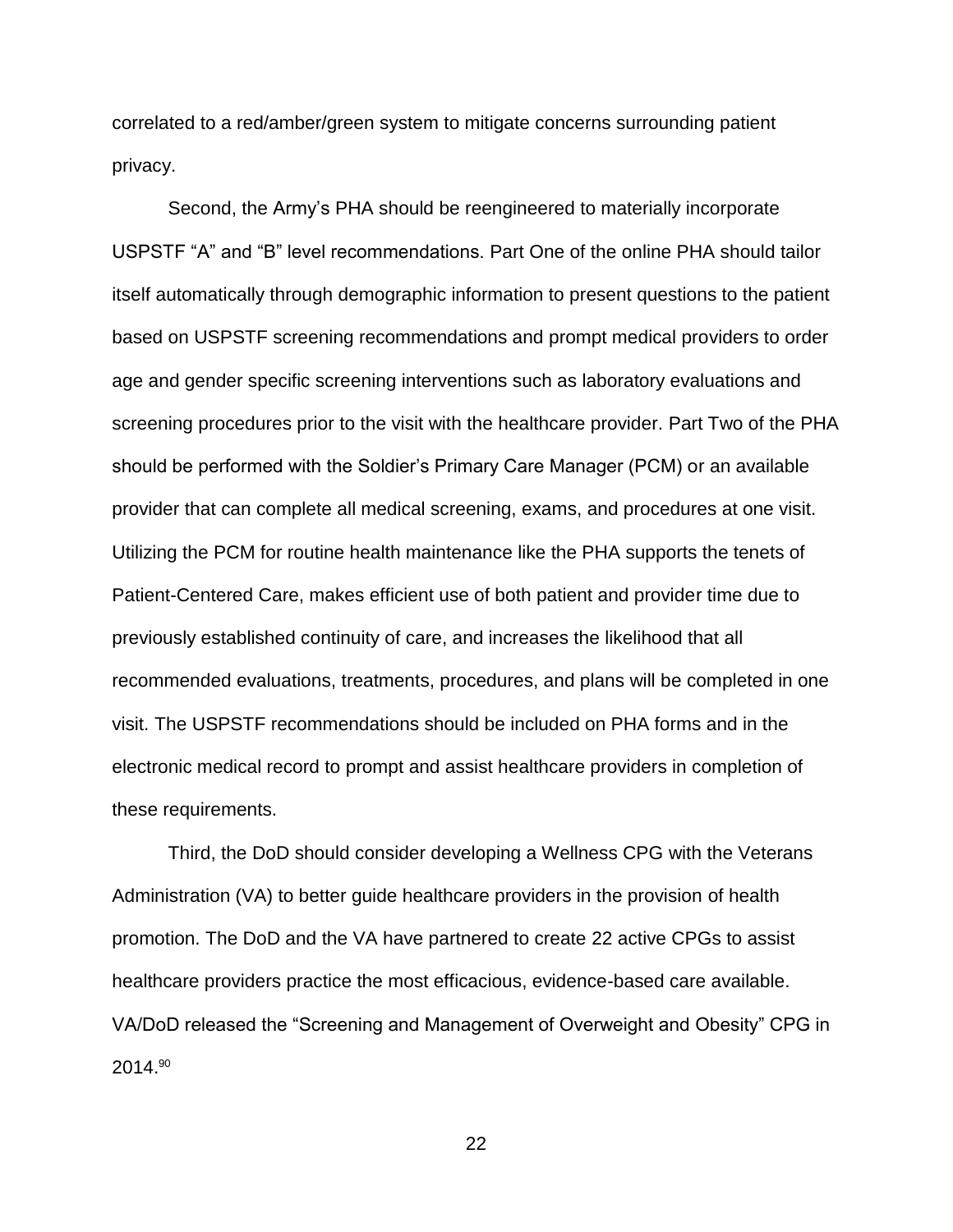correlated to a red/amber/green system to mitigate concerns surrounding patient privacy.

Second, the Army's PHA should be reengineered to materially incorporate USPSTF "A" and "B" level recommendations. Part One of the online PHA should tailor itself automatically through demographic information to present questions to the patient based on USPSTF screening recommendations and prompt medical providers to order age and gender specific screening interventions such as laboratory evaluations and screening procedures prior to the visit with the healthcare provider. Part Two of the PHA should be performed with the Soldier's Primary Care Manager (PCM) or an available provider that can complete all medical screening, exams, and procedures at one visit. Utilizing the PCM for routine health maintenance like the PHA supports the tenets of Patient-Centered Care, makes efficient use of both patient and provider time due to previously established continuity of care, and increases the likelihood that all recommended evaluations, treatments, procedures, and plans will be completed in one visit. The USPSTF recommendations should be included on PHA forms and in the electronic medical record to prompt and assist healthcare providers in completion of these requirements.

Third, the DoD should consider developing a Wellness CPG with the Veterans Administration (VA) to better guide healthcare providers in the provision of health promotion. The DoD and the VA have partnered to create 22 active CPGs to assist healthcare providers practice the most efficacious, evidence-based care available. VA/DoD released the "Screening and Management of Overweight and Obesity" CPG in 2014.[90]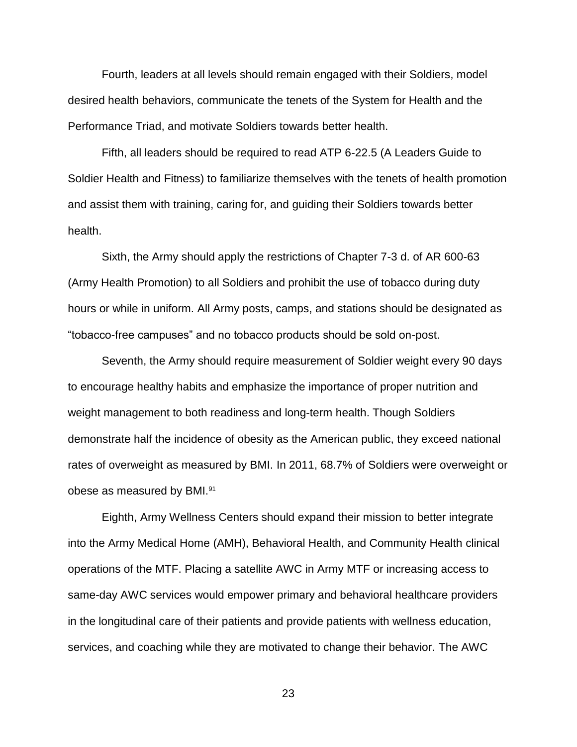Fourth, leaders at all levels should remain engaged with their Soldiers, model desired health behaviors, communicate the tenets of the System for Health and the Performance Triad, and motivate Soldiers towards better health.

Fifth, all leaders should be required to read ATP 6-22.5 (A Leaders Guide to Soldier Health and Fitness) to familiarize themselves with the tenets of health promotion and assist them with training, caring for, and guiding their Soldiers towards better health.

Sixth, the Army should apply the restrictions of Chapter 7-3 d. of AR 600-63 (Army Health Promotion) to all Soldiers and prohibit the use of tobacco during duty hours or while in uniform. All Army posts, camps, and stations should be designated as "tobacco-free campuses" and no tobacco products should be sold on-post.

Seventh, the Army should require measurement of Soldier weight every 90 days to encourage healthy habits and emphasize the importance of proper nutrition and weight management to both readiness and long-term health. Though Soldiers demonstrate half the incidence of obesity as the American public, they exceed national rates of overweight as measured by BMI. In 2011, 68.7% of Soldiers were overweight or obese as measured by BMI.[91]

Eighth, Army Wellness Centers should expand their mission to better integrate into the Army Medical Home (AMH), Behavioral Health, and Community Health clinical operations of the MTF. Placing a satellite AWC in Army MTF or increasing access to same-day AWC services would empower primary and behavioral healthcare providers in the longitudinal care of their patients and provide patients with wellness education, services, and coaching while they are motivated to change their behavior. The AWC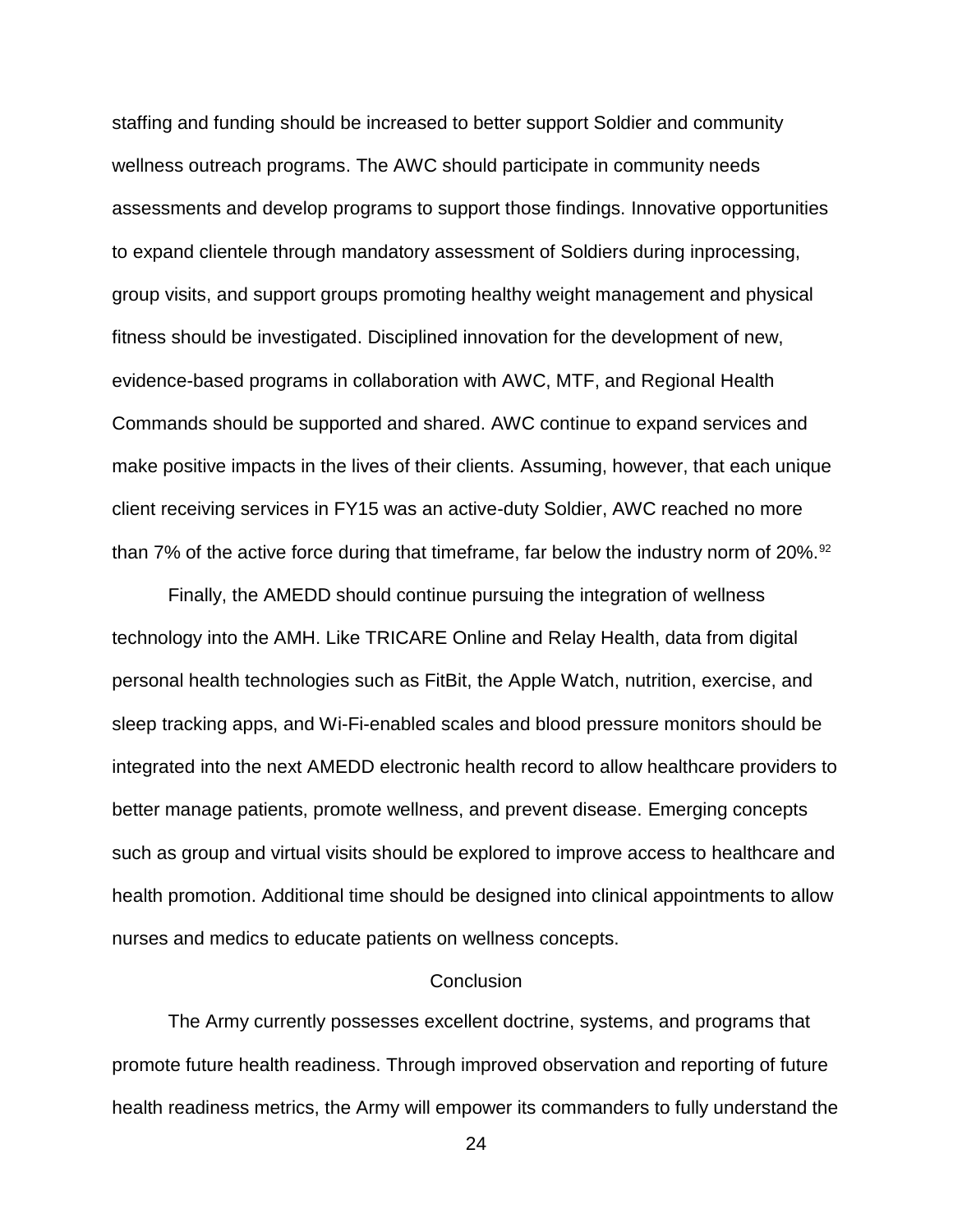staffing and funding should be increased to better support Soldier and community wellness outreach programs. The AWC should participate in community needs assessments and develop programs to support those findings. Innovative opportunities to expand clientele through mandatory assessment of Soldiers during inprocessing, group visits, and support groups promoting healthy weight management and physical fitness should be investigated. Disciplined innovation for the development of new, evidence-based programs in collaboration with AWC, MTF, and Regional Health Commands should be supported and shared. AWC continue to expand services and make positive impacts in the lives of their clients. Assuming, however, that each unique client receiving services in FY15 was an active-duty Soldier, AWC reached no more than 7% of the active force during that timeframe, far below the industry norm of 20%.[92]

Finally, the AMEDD should continue pursuing the integration of wellness technology into the AMH. Like TRICARE Online and Relay Health, data from digital personal health technologies such as FitBit, the Apple Watch, nutrition, exercise, and sleep tracking apps, and Wi-Fi-enabled scales and blood pressure monitors should be integrated into the next AMEDD electronic health record to allow healthcare providers to better manage patients, promote wellness, and prevent disease. Emerging concepts such as group and virtual visits should be explored to improve access to healthcare and health promotion. Additional time should be designed into clinical appointments to allow nurses and medics to educate patients on wellness concepts.

## Conclusion

The Army currently possesses excellent doctrine, systems, and programs that promote future health readiness. Through improved observation and reporting of future health readiness metrics, the Army will empower its commanders to fully understand the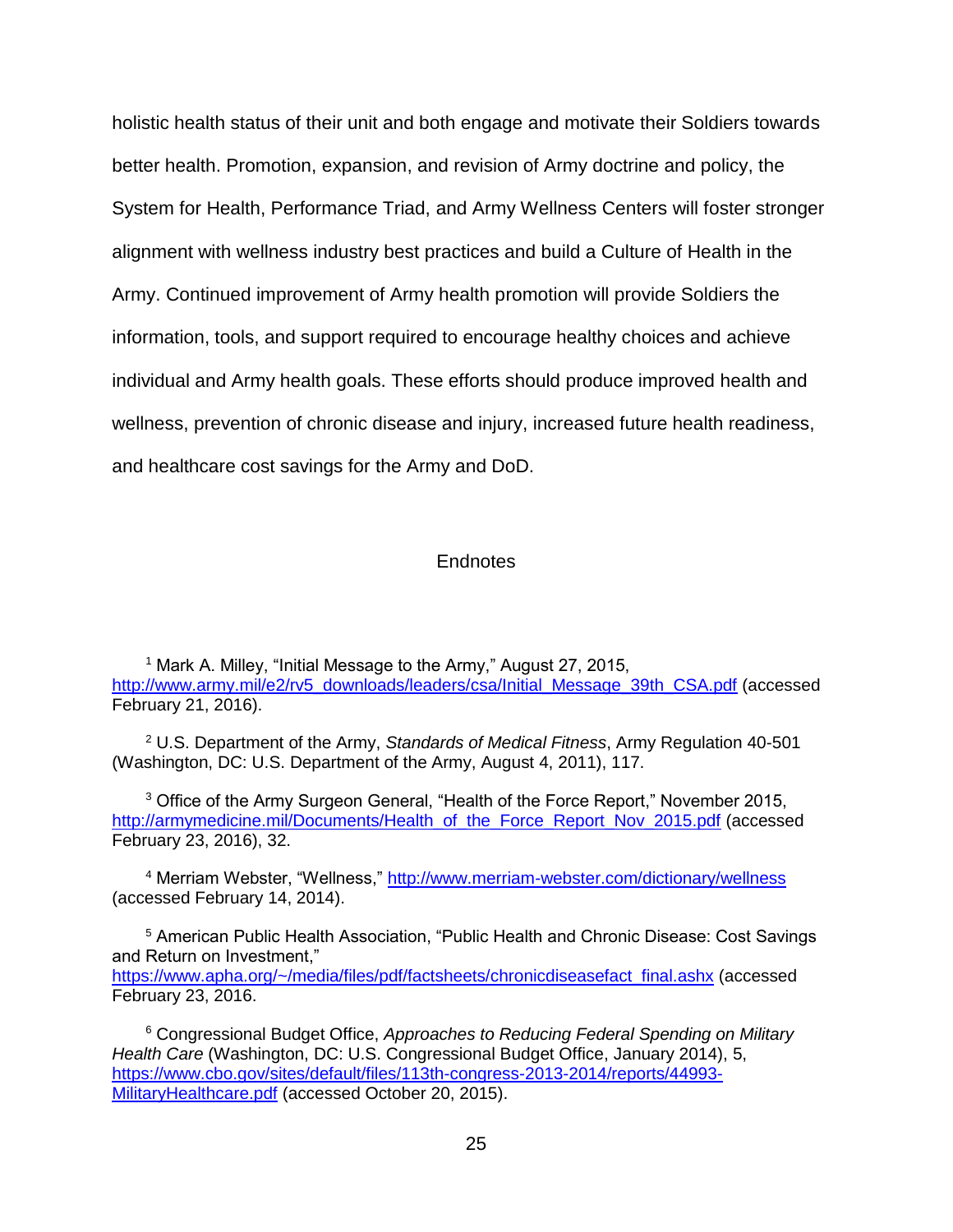holistic health status of their unit and both engage and motivate their Soldiers towards better health. Promotion, expansion, and revision of Army doctrine and policy, the System for Health, Performance Triad, and Army Wellness Centers will foster stronger alignment with wellness industry best practices and build a Culture of Health in the Army. Continued improvement of Army health promotion will provide Soldiers the information, tools, and support required to encourage healthy choices and achieve individual and Army health goals. These efforts should produce improved health and wellness, prevention of chronic disease and injury, increased future health readiness, and healthcare cost savings for the Army and DoD.

## Endnotes

[1] Mark A. Milley, "Initial Message to the Army," August 27, 2015, http://www.army.mil/e2/rv5_downloads/leaders/csa/Initial_Message_39th_CSA.pdf (accessed February 21, 2016).

[2] U.S. Department of the Army, *Standards of Medical Fitness*, Army Regulation 40-501 (Washington, DC: U.S. Department of the Army, August 4, 2011), 117.

[3] Office of the Army Surgeon General, "Health of the Force Report," November 2015, http://armymedicine.mil/Documents/Health_of_the_Force_Report_Nov_2015.pdf (accessed February 23, 2016), 32.

[4] Merriam Webster, "Wellness," http://www.merriam-webster.com/dictionary/wellness (accessed February 14, 2014).

[5] American Public Health Association, "Public Health and Chronic Disease: Cost Savings and Return on Investment," https://www.apha.org/~/media/files/pdf/factsheets/chronicdiseasefact_final.ashx (accessed February 23, 2016.

[6] Congressional Budget Office, *Approaches to Reducing Federal Spending on Military Health Care* (Washington, DC: U.S. Congressional Budget Office, January 2014), 5, https://www.cbo.gov/sites/default/files/113th-congress-2013-2014/reports/44993-MilitaryHealthcare.pdf (accessed October 20, 2015).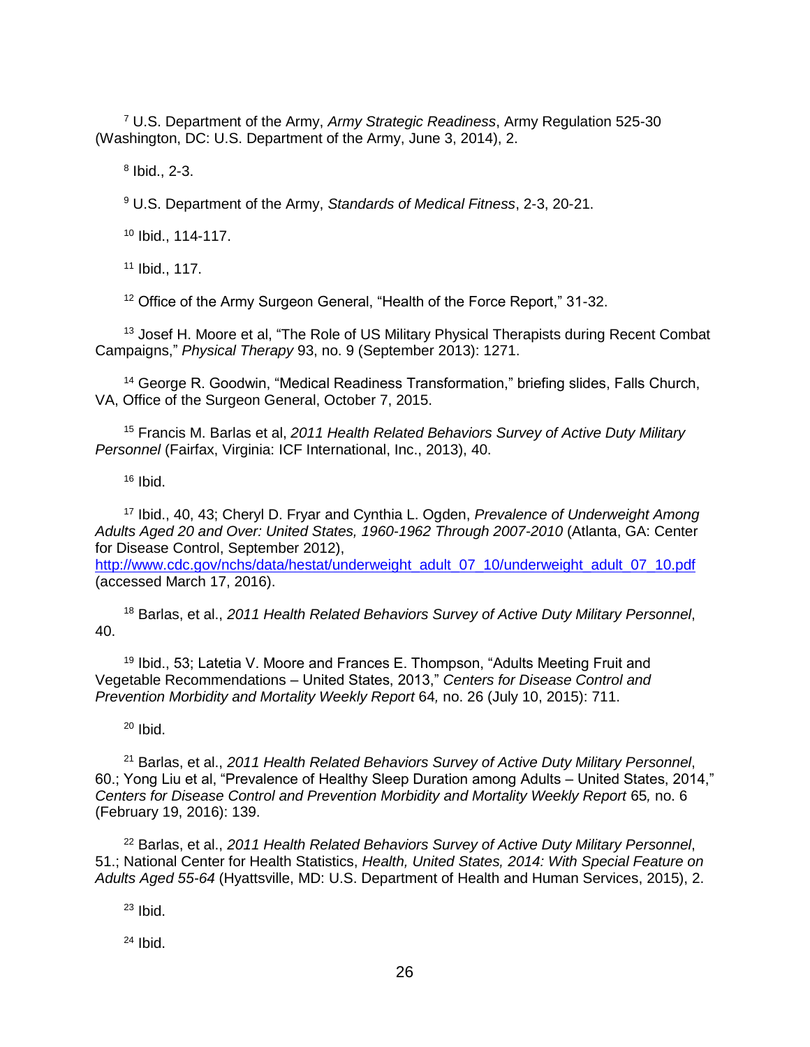[7] U.S. Department of the Army, *Army Strategic Readiness*, Army Regulation 525-30 (Washington, DC: U.S. Department of the Army, June 3, 2014), 2.

[8] Ibid., 2-3.

[9] U.S. Department of the Army, *Standards of Medical Fitness*, 2-3, 20-21.

[10] Ibid., 114-117.

[11] Ibid., 117.

[12] Office of the Army Surgeon General, "Health of the Force Report," 31-32.

[13] Josef H. Moore et al, "The Role of US Military Physical Therapists during Recent Combat Campaigns," *Physical Therapy* 93, no. 9 (September 2013): 1271.

[14] George R. Goodwin, "Medical Readiness Transformation," briefing slides, Falls Church, VA, Office of the Surgeon General, October 7, 2015.

[15] Francis M. Barlas et al, *2011 Health Related Behaviors Survey of Active Duty Military Personnel* (Fairfax, Virginia: ICF International, Inc., 2013), 40.

[16] Ibid.

[17] Ibid., 40, 43; Cheryl D. Fryar and Cynthia L. Ogden, *Prevalence of Underweight Among Adults Aged 20 and Over: United States, 1960-1962 Through 2007-2010* (Atlanta, GA: Center for Disease Control, September 2012), http://www.cdc.gov/nchs/data/hestat/underweight_adult_07_10/underweight_adult_07_10.pdf (accessed March 17, 2016).

[18] Barlas, et al., *2011 Health Related Behaviors Survey of Active Duty Military Personnel*, 40.

[19] Ibid., 53; Latetia V. Moore and Frances E. Thompson, "Adults Meeting Fruit and Vegetable Recommendations – United States, 2013," *Centers for Disease Control and Prevention Morbidity and Mortality Weekly Report* 64*,* no. 26 (July 10, 2015): 711.

[20] Ibid.

[21] Barlas, et al., *2011 Health Related Behaviors Survey of Active Duty Military Personnel*, 60.; Yong Liu et al, "Prevalence of Healthy Sleep Duration among Adults – United States, 2014," *Centers for Disease Control and Prevention Morbidity and Mortality Weekly Report* 65*,* no. 6 (February 19, 2016): 139.

[22] Barlas, et al., *2011 Health Related Behaviors Survey of Active Duty Military Personnel*, 51.; National Center for Health Statistics, *Health, United States, 2014: With Special Feature on Adults Aged 55-64* (Hyattsville, MD: U.S. Department of Health and Human Services, 2015), 2.

[23] Ibid.

[24] Ibid.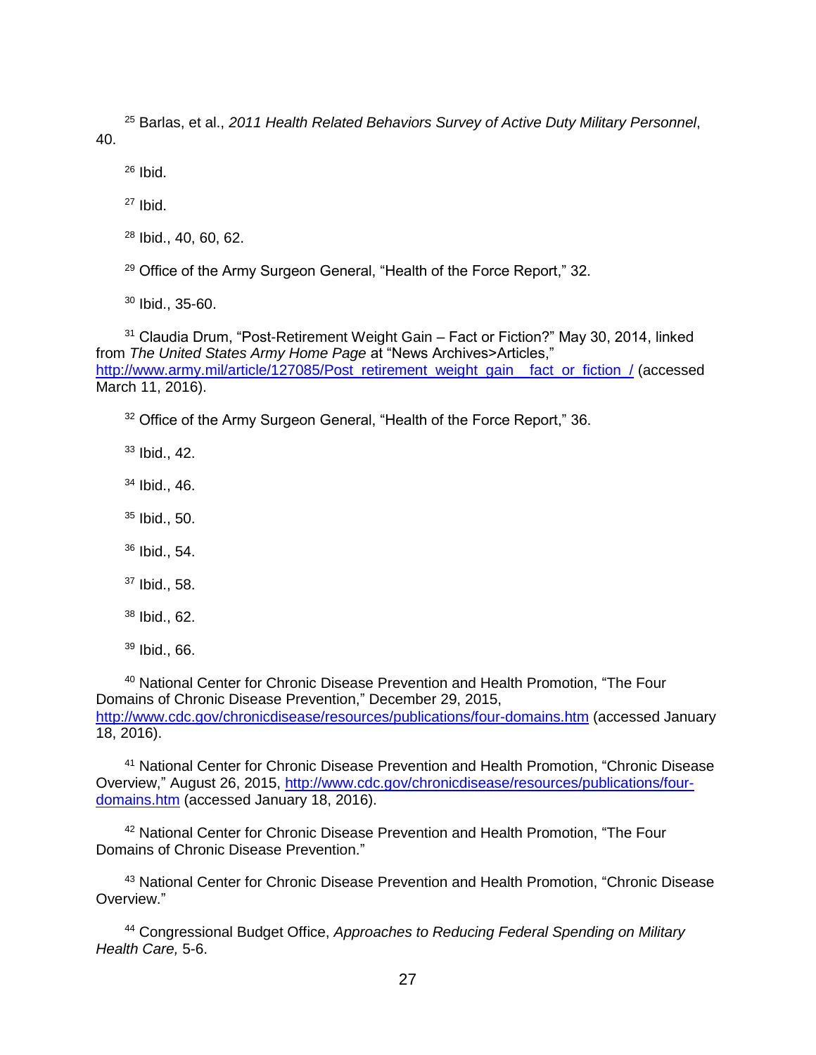[25] Barlas, et al., *2011 Health Related Behaviors Survey of Active Duty Military Personnel*, 40.

[26] Ibid.

[27] Ibid.

[28] Ibid., 40, 60, 62.

[29] Office of the Army Surgeon General, "Health of the Force Report," 32.

[30] Ibid., 35-60.

[31] Claudia Drum, "Post-Retirement Weight Gain – Fact or Fiction?" May 30, 2014, linked from *The United States Army Home Page* at "News Archives>Articles," http://www.army.mil/article/127085/Post_retirement_weight_gain__fact_or_fiction_/ (accessed March 11, 2016).

[32] Office of the Army Surgeon General, "Health of the Force Report," 36.

[33] Ibid., 42.

[34] Ibid., 46.

[35] Ibid., 50.

[36] Ibid., 54.

[37] Ibid., 58.

[38] Ibid., 62.

[39] Ibid., 66.

[40] National Center for Chronic Disease Prevention and Health Promotion, "The Four Domains of Chronic Disease Prevention," December 29, 2015, http://www.cdc.gov/chronicdisease/resources/publications/four-domains.htm (accessed January 18, 2016).

[41] National Center for Chronic Disease Prevention and Health Promotion, "Chronic Disease Overview," August 26, 2015, http://www.cdc.gov/chronicdisease/resources/publications/four-domains.htm (accessed January 18, 2016).

[42] National Center for Chronic Disease Prevention and Health Promotion, "The Four Domains of Chronic Disease Prevention."

[43] National Center for Chronic Disease Prevention and Health Promotion, "Chronic Disease Overview."

[44] Congressional Budget Office, *Approaches to Reducing Federal Spending on Military Health Care,* 5-6.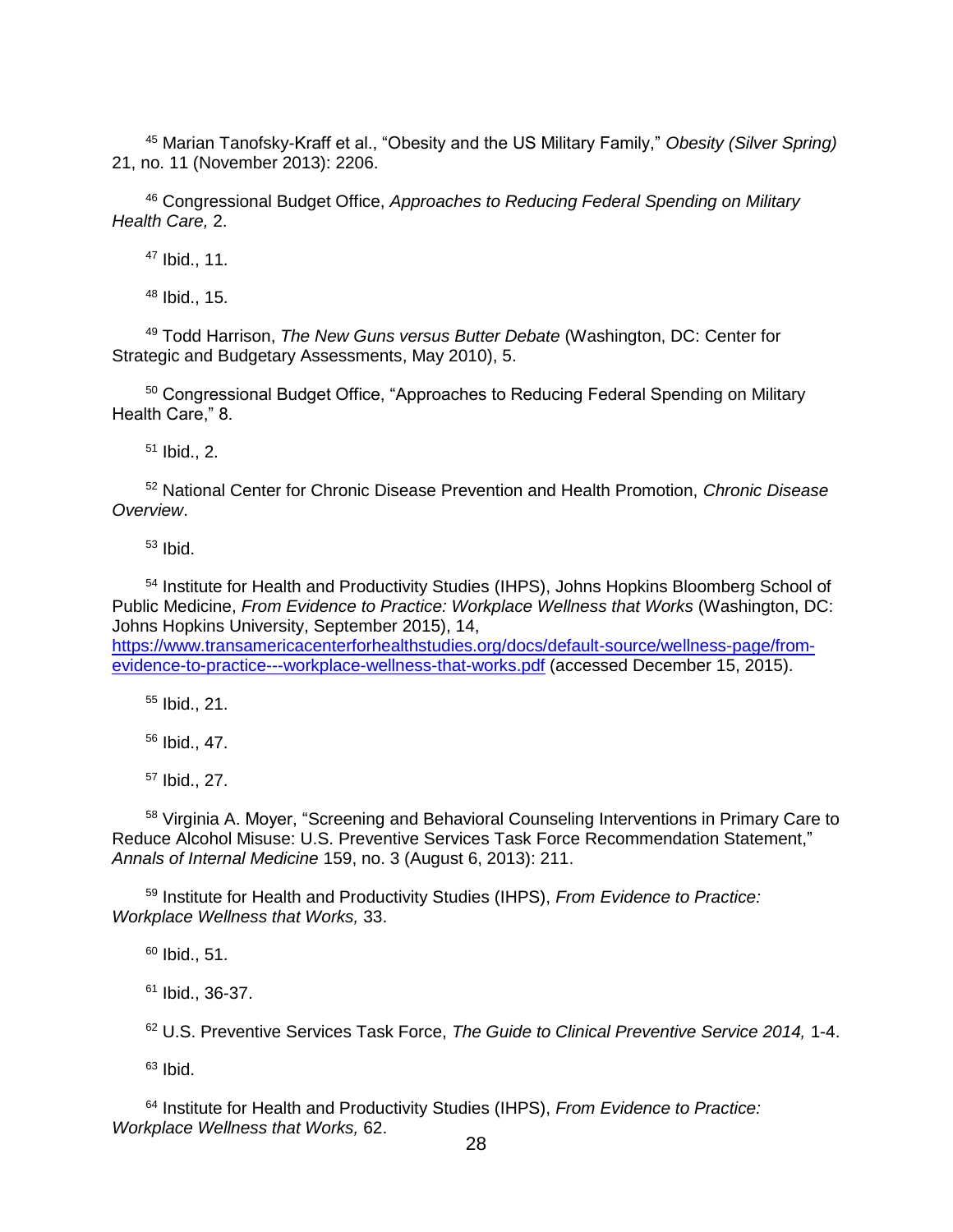[45] Marian Tanofsky-Kraff et al., "Obesity and the US Military Family," *Obesity (Silver Spring)* 21, no. 11 (November 2013): 2206.

[46] Congressional Budget Office, *Approaches to Reducing Federal Spending on Military Health Care,* 2.

[47] Ibid., 11.

[48] Ibid., 15.

[49] Todd Harrison, *The New Guns versus Butter Debate* (Washington, DC: Center for Strategic and Budgetary Assessments, May 2010), 5.

[50] Congressional Budget Office, "Approaches to Reducing Federal Spending on Military Health Care," 8.

[51] Ibid., 2.

[52] National Center for Chronic Disease Prevention and Health Promotion, *Chronic Disease Overview*.

[53] Ibid.

[54] Institute for Health and Productivity Studies (IHPS), Johns Hopkins Bloomberg School of Public Medicine, *From Evidence to Practice: Workplace Wellness that Works* (Washington, DC: Johns Hopkins University, September 2015), 14, https://www.transamericacenterforhealthstudies.org/docs/default-source/wellness-page/from-evidence-to-practice---workplace-wellness-that-works.pdf (accessed December 15, 2015).

[55] Ibid., 21.

[56] Ibid., 47.

[57] Ibid., 27.

[58] Virginia A. Moyer, "Screening and Behavioral Counseling Interventions in Primary Care to Reduce Alcohol Misuse: U.S. Preventive Services Task Force Recommendation Statement," *Annals of Internal Medicine* 159, no. 3 (August 6, 2013): 211.

[59] Institute for Health and Productivity Studies (IHPS), *From Evidence to Practice: Workplace Wellness that Works,* 33.

[60] Ibid., 51.

[61] Ibid., 36-37.

[62] U.S. Preventive Services Task Force, *The Guide to Clinical Preventive Service 2014,* 1-4.

[63] Ibid.

[64] Institute for Health and Productivity Studies (IHPS), *From Evidence to Practice: Workplace Wellness that Works,* 62.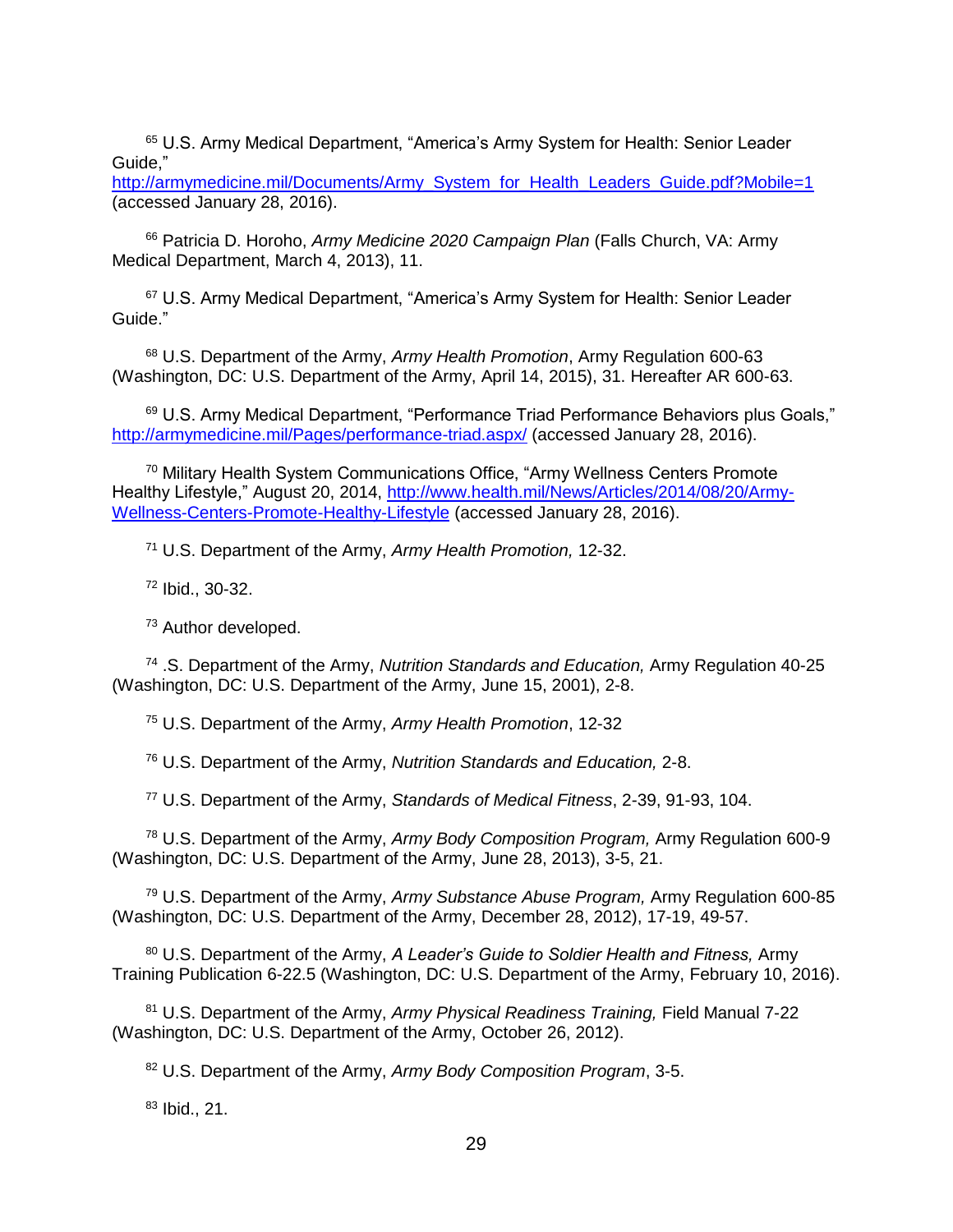[65] U.S. Army Medical Department, "America's Army System for Health: Senior Leader Guide," http://armymedicine.mil/Documents/Army_System_for_Health_Leaders_Guide.pdf?Mobile=1 (accessed January 28, 2016).

[66] Patricia D. Horoho, *Army Medicine 2020 Campaign Plan* (Falls Church, VA: Army Medical Department, March 4, 2013), 11.

[67] U.S. Army Medical Department, "America's Army System for Health: Senior Leader Guide."

[68] U.S. Department of the Army, *Army Health Promotion*, Army Regulation 600-63 (Washington, DC: U.S. Department of the Army, April 14, 2015), 31. Hereafter AR 600-63.

[69] U.S. Army Medical Department, "Performance Triad Performance Behaviors plus Goals," http://armymedicine.mil/Pages/performance-triad.aspx/ (accessed January 28, 2016).

[70] Military Health System Communications Office, "Army Wellness Centers Promote Healthy Lifestyle," August 20, 2014, http://www.health.mil/News/Articles/2014/08/20/Army-Wellness-Centers-Promote-Healthy-Lifestyle (accessed January 28, 2016).

[71] U.S. Department of the Army, *Army Health Promotion,* 12-32.

[72] Ibid., 30-32.

[73] Author developed.

[74] .S. Department of the Army, *Nutrition Standards and Education,* Army Regulation 40-25 (Washington, DC: U.S. Department of the Army, June 15, 2001), 2-8.

[75] U.S. Department of the Army, *Army Health Promotion*, 12-32

[76] U.S. Department of the Army, *Nutrition Standards and Education,* 2-8.

[77] U.S. Department of the Army, *Standards of Medical Fitness*, 2-39, 91-93, 104.

[78] U.S. Department of the Army, *Army Body Composition Program,* Army Regulation 600-9 (Washington, DC: U.S. Department of the Army, June 28, 2013), 3-5, 21.

[79] U.S. Department of the Army, *Army Substance Abuse Program,* Army Regulation 600-85 (Washington, DC: U.S. Department of the Army, December 28, 2012), 17-19, 49-57.

[80] U.S. Department of the Army, *A Leader's Guide to Soldier Health and Fitness,* Army Training Publication 6-22.5 (Washington, DC: U.S. Department of the Army, February 10, 2016).

[81] U.S. Department of the Army, *Army Physical Readiness Training,* Field Manual 7-22 (Washington, DC: U.S. Department of the Army, October 26, 2012).

[82] U.S. Department of the Army, *Army Body Composition Program*, 3-5.

[83] Ibid., 21.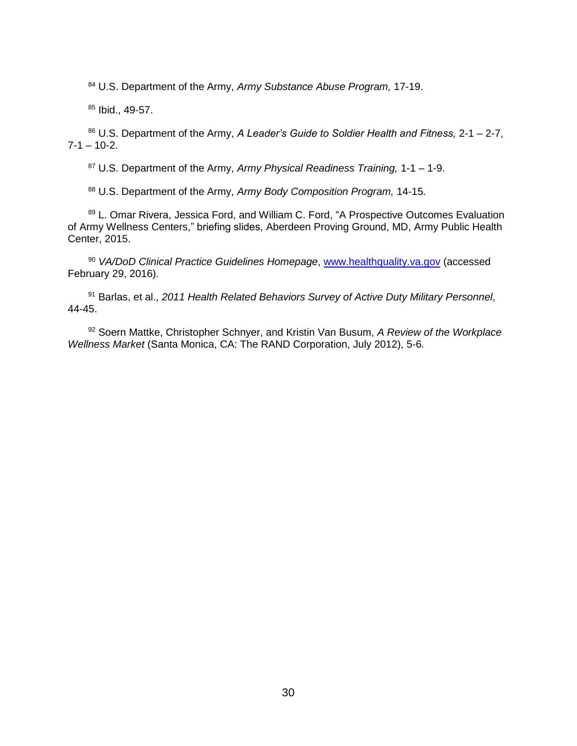[84] U.S. Department of the Army, *Army Substance Abuse Program,* 17-19.

[85] Ibid., 49-57.

[86] U.S. Department of the Army, *A Leader's Guide to Soldier Health and Fitness,* 2-1 – 2-7, 7-1 – 10-2.

[87] U.S. Department of the Army, *Army Physical Readiness Training,* 1-1 – 1-9.

[88] U.S. Department of the Army, *Army Body Composition Program,* 14-15.

[89] L. Omar Rivera, Jessica Ford, and William C. Ford, "A Prospective Outcomes Evaluation of Army Wellness Centers," briefing slides, Aberdeen Proving Ground, MD, Army Public Health Center, 2015.

[90] *VA/DoD Clinical Practice Guidelines Homepage*, www.healthquality.va.gov (accessed February 29, 2016).

[91] Barlas, et al., *2011 Health Related Behaviors Survey of Active Duty Military Personnel*, 44-45.

[92] Soern Mattke, Christopher Schnyer, and Kristin Van Busum, *A Review of the Workplace Wellness Market* (Santa Monica, CA: The RAND Corporation, July 2012), 5-6*.*